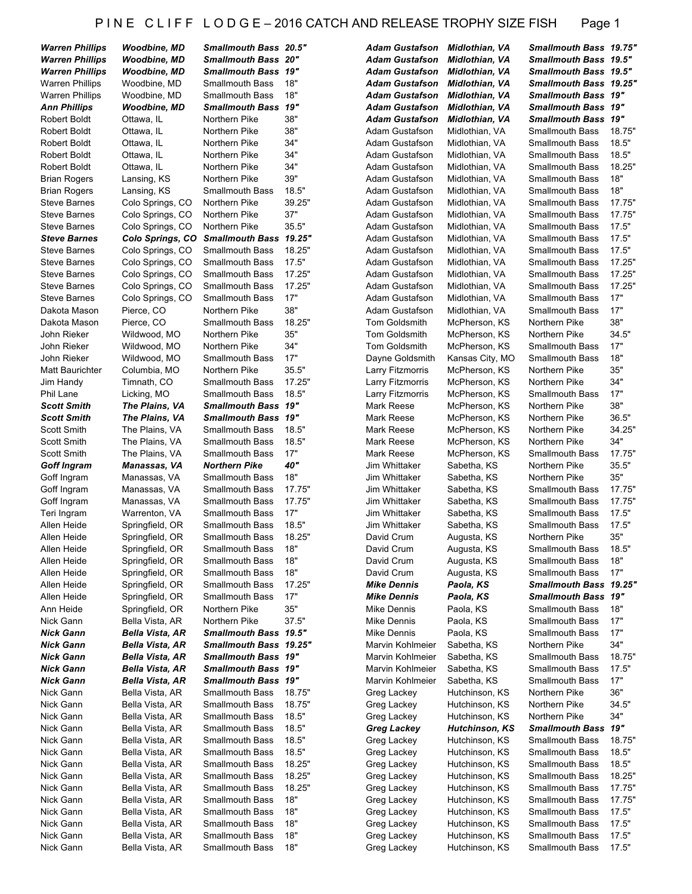# P I N E  C L I F F  L O D G E – 2016 CATCH AND RELEASE TROPHY SIZE FISH

| Name | City | Species | Length |
|---|---|---|---|
| ***Warren Phillips*** | ***Woodbine, MD*** | ***Smallmouth Bass*** | ***20.5"*** |
| ***Warren Phillips*** | ***Woodbine, MD*** | ***Smallmouth Bass*** | ***20"*** |
| ***Warren Phillips*** | ***Woodbine, MD*** | ***Smallmouth Bass*** | ***19"*** |
| Warren Phillips | Woodbine, MD | Smallmouth Bass | 18" |
| Warren Phillips | Woodbine, MD | Smallmouth Bass | 18" |
| ***Ann Phillips*** | ***Woodbine, MD*** | ***Smallmouth Bass*** | ***19"*** |
| Robert Boldt | Ottawa, IL | Northern Pike | 38" |
| Robert Boldt | Ottawa, IL | Northern Pike | 38" |
| Robert Boldt | Ottawa, IL | Northern Pike | 34" |
| Robert Boldt | Ottawa, IL | Northern Pike | 34" |
| Robert Boldt | Ottawa, IL | Northern Pike | 34" |
| Brian Rogers | Lansing, KS | Northern Pike | 39" |
| Brian Rogers | Lansing, KS | Smallmouth Bass | 18.5" |
| Steve Barnes | Colo Springs, CO | Northern Pike | 39.25" |
| Steve Barnes | Colo Springs, CO | Northern Pike | 37" |
| Steve Barnes | Colo Springs, CO | Northern Pike | 35.5" |
| ***Steve Barnes*** | ***Colo Springs, CO*** | ***Smallmouth Bass*** | ***19.25"*** |
| Steve Barnes | Colo Springs, CO | Smallmouth Bass | 18.25" |
| Steve Barnes | Colo Springs, CO | Smallmouth Bass | 17.5" |
| Steve Barnes | Colo Springs, CO | Smallmouth Bass | 17.25" |
| Steve Barnes | Colo Springs, CO | Smallmouth Bass | 17.25" |
| Steve Barnes | Colo Springs, CO | Smallmouth Bass | 17" |
| Dakota Mason | Pierce, CO | Northern Pike | 38" |
| Dakota Mason | Pierce, CO | Smallmouth Bass | 18.25" |
| John Rieker | Wildwood, MO | Northern Pike | 35" |
| John Rieker | Wildwood, MO | Northern Pike | 34" |
| John Rieker | Wildwood, MO | Smallmouth Bass | 17" |
| Matt Baurichter | Columbia, MO | Northern Pike | 35.5" |
| Jim Handy | Timnath, CO | Smallmouth Bass | 17.25" |
| Phil Lane | Licking, MO | Smallmouth Bass | 18.5" |
| ***Scott Smith*** | ***The Plains, VA*** | ***Smallmouth Bass*** | ***19"*** |
| ***Scott Smith*** | ***The Plains, VA*** | ***Smallmouth Bass*** | ***19"*** |
| Scott Smith | The Plains, VA | Smallmouth Bass | 18.5" |
| Scott Smith | The Plains, VA | Smallmouth Bass | 18.5" |
| Scott Smith | The Plains, VA | Smallmouth Bass | 17" |
| ***Goff Ingram*** | ***Manassas, VA*** | ***Northern Pike*** | ***40"*** |
| Goff Ingram | Manassas, VA | Smallmouth Bass | 18" |
| Goff Ingram | Manassas, VA | Smallmouth Bass | 17.75" |
| Goff Ingram | Manassas, VA | Smallmouth Bass | 17.75" |
| Teri Ingram | Warrenton, VA | Smallmouth Bass | 17" |
| Allen Heide | Springfield, OR | Smallmouth Bass | 18.5" |
| Allen Heide | Springfield, OR | Smallmouth Bass | 18.25" |
| Allen Heide | Springfield, OR | Smallmouth Bass | 18" |
| Allen Heide | Springfield, OR | Smallmouth Bass | 18" |
| Allen Heide | Springfield, OR | Smallmouth Bass | 18" |
| Allen Heide | Springfield, OR | Smallmouth Bass | 17.25" |
| Allen Heide | Springfield, OR | Smallmouth Bass | 17" |
| Ann Heide | Springfield, OR | Northern Pike | 35" |
| Nick Gann | Bella Vista, AR | Northern Pike | 37.5" |
| ***Nick Gann*** | ***Bella Vista, AR*** | ***Smallmouth Bass*** | ***19.5"*** |
| ***Nick Gann*** | ***Bella Vista, AR*** | ***Smallmouth Bass*** | ***19.25"*** |
| ***Nick Gann*** | ***Bella Vista, AR*** | ***Smallmouth Bass*** | ***19"*** |
| ***Nick Gann*** | ***Bella Vista, AR*** | ***Smallmouth Bass*** | ***19"*** |
| ***Nick Gann*** | ***Bella Vista, AR*** | ***Smallmouth Bass*** | ***19"*** |
| Nick Gann | Bella Vista, AR | Smallmouth Bass | 18.75" |
| Nick Gann | Bella Vista, AR | Smallmouth Bass | 18.75" |
| Nick Gann | Bella Vista, AR | Smallmouth Bass | 18.5" |
| Nick Gann | Bella Vista, AR | Smallmouth Bass | 18.5" |
| Nick Gann | Bella Vista, AR | Smallmouth Bass | 18.5" |
| Nick Gann | Bella Vista, AR | Smallmouth Bass | 18.5" |
| Nick Gann | Bella Vista, AR | Smallmouth Bass | 18.25" |
| Nick Gann | Bella Vista, AR | Smallmouth Bass | 18.25" |
| Nick Gann | Bella Vista, AR | Smallmouth Bass | 18.25" |
| Nick Gann | Bella Vista, AR | Smallmouth Bass | 18" |
| Nick Gann | Bella Vista, AR | Smallmouth Bass | 18" |
| Nick Gann | Bella Vista, AR | Smallmouth Bass | 18" |
| Nick Gann | Bella Vista, AR | Smallmouth Bass | 18" |
| Nick Gann | Bella Vista, AR | Smallmouth Bass | 18" |
| ***Adam Gustafson*** | ***Midlothian, VA*** | ***Smallmouth Bass*** | ***19.75"*** |
| ***Adam Gustafson*** | ***Midlothian, VA*** | ***Smallmouth Bass*** | ***19.5"*** |
| ***Adam Gustafson*** | ***Midlothian, VA*** | ***Smallmouth Bass*** | ***19.5"*** |
| ***Adam Gustafson*** | ***Midlothian, VA*** | ***Smallmouth Bass*** | ***19.25"*** |
| ***Adam Gustafson*** | ***Midlothian, VA*** | ***Smallmouth Bass*** | ***19"*** |
| ***Adam Gustafson*** | ***Midlothian, VA*** | ***Smallmouth Bass*** | ***19"*** |
| ***Adam Gustafson*** | ***Midlothian, VA*** | ***Smallmouth Bass*** | ***19"*** |
| Adam Gustafson | Midlothian, VA | Smallmouth Bass | 18.75" |
| Adam Gustafson | Midlothian, VA | Smallmouth Bass | 18.5" |
| Adam Gustafson | Midlothian, VA | Smallmouth Bass | 18.5" |
| Adam Gustafson | Midlothian, VA | Smallmouth Bass | 18.25" |
| Adam Gustafson | Midlothian, VA | Smallmouth Bass | 18" |
| Adam Gustafson | Midlothian, VA | Smallmouth Bass | 18" |
| Adam Gustafson | Midlothian, VA | Smallmouth Bass | 17.75" |
| Adam Gustafson | Midlothian, VA | Smallmouth Bass | 17.75" |
| Adam Gustafson | Midlothian, VA | Smallmouth Bass | 17.5" |
| Adam Gustafson | Midlothian, VA | Smallmouth Bass | 17.5" |
| Adam Gustafson | Midlothian, VA | Smallmouth Bass | 17.5" |
| Adam Gustafson | Midlothian, VA | Smallmouth Bass | 17.25" |
| Adam Gustafson | Midlothian, VA | Smallmouth Bass | 17.25" |
| Adam Gustafson | Midlothian, VA | Smallmouth Bass | 17.25" |
| Adam Gustafson | Midlothian, VA | Smallmouth Bass | 17" |
| Adam Gustafson | Midlothian, VA | Smallmouth Bass | 17" |
| Tom Goldsmith | McPherson, KS | Northern Pike | 38" |
| Tom Goldsmith | McPherson, KS | Northern Pike | 34.5" |
| Tom Goldsmith | McPherson, KS | Smallmouth Bass | 17" |
| Dayne Goldsmith | Kansas City, MO | Smallmouth Bass | 18" |
| Larry Fitzmorris | McPherson, KS | Northern Pike | 35" |
| Larry Fitzmorris | McPherson, KS | Northern Pike | 34" |
| Larry Fitzmorris | McPherson, KS | Smallmouth Bass | 17" |
| Mark Reese | McPherson, KS | Northern Pike | 38" |
| Mark Reese | McPherson, KS | Northern Pike | 36.5" |
| Mark Reese | McPherson, KS | Northern Pike | 34.25" |
| Mark Reese | McPherson, KS | Northern Pike | 34" |
| Mark Reese | McPherson, KS | Smallmouth Bass | 17.75" |
| Jim Whittaker | Sabetha, KS | Northern Pike | 35.5" |
| Jim Whittaker | Sabetha, KS | Northern Pike | 35" |
| Jim Whittaker | Sabetha, KS | Smallmouth Bass | 17.75" |
| Jim Whittaker | Sabetha, KS | Smallmouth Bass | 17.75" |
| Jim Whittaker | Sabetha, KS | Smallmouth Bass | 17.5" |
| Jim Whittaker | Sabetha, KS | Smallmouth Bass | 17.5" |
| David Crum | Augusta, KS | Northern Pike | 35" |
| David Crum | Augusta, KS | Smallmouth Bass | 18.5" |
| David Crum | Augusta, KS | Smallmouth Bass | 18" |
| David Crum | Augusta, KS | Smallmouth Bass | 17" |
| ***Mike Dennis*** | ***Paola, KS*** | ***Smallmouth Bass*** | ***19.25"*** |
| ***Mike Dennis*** | ***Paola, KS*** | ***Smallmouth Bass*** | ***19"*** |
| Mike Dennis | Paola, KS | Smallmouth Bass | 18" |
| Mike Dennis | Paola, KS | Smallmouth Bass | 17" |
| Mike Dennis | Paola, KS | Smallmouth Bass | 17" |
| Marvin Kohlmeier | Sabetha, KS | Northern Pike | 34" |
| Marvin Kohlmeier | Sabetha, KS | Smallmouth Bass | 18.75" |
| Marvin Kohlmeier | Sabetha, KS | Smallmouth Bass | 17.5" |
| Marvin Kohlmeier | Sabetha, KS | Smallmouth Bass | 17" |
| Greg Lackey | Hutchinson, KS | Northern Pike | 36" |
| Greg Lackey | Hutchinson, KS | Northern Pike | 34.5" |
| Greg Lackey | Hutchinson, KS | Northern Pike | 34" |
| ***Greg Lackey*** | ***Hutchinson, KS*** | ***Smallmouth Bass*** | ***19"*** |
| Greg Lackey | Hutchinson, KS | Smallmouth Bass | 18.75" |
| Greg Lackey | Hutchinson, KS | Smallmouth Bass | 18.5" |
| Greg Lackey | Hutchinson, KS | Smallmouth Bass | 18.5" |
| Greg Lackey | Hutchinson, KS | Smallmouth Bass | 18.25" |
| Greg Lackey | Hutchinson, KS | Smallmouth Bass | 17.75" |
| Greg Lackey | Hutchinson, KS | Smallmouth Bass | 17.75" |
| Greg Lackey | Hutchinson, KS | Smallmouth Bass | 17.5" |
| Greg Lackey | Hutchinson, KS | Smallmouth Bass | 17.5" |
| Greg Lackey | Hutchinson, KS | Smallmouth Bass | 17.5" |
| Greg Lackey | Hutchinson, KS | Smallmouth Bass | 17.5" |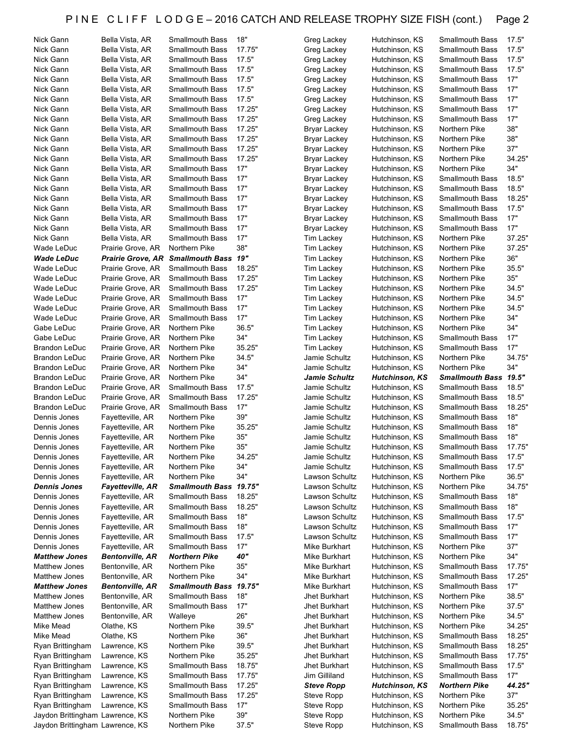# PINE CLIFF LODGE – 2016 CATCH AND RELEASE TROPHY SIZE FISH (cont.)

| Name | Hometown | Species | Length |
|---|---|---|---|
| Nick Gann | Bella Vista, AR | Smallmouth Bass | 18" |
| Nick Gann | Bella Vista, AR | Smallmouth Bass | 17.75" |
| Nick Gann | Bella Vista, AR | Smallmouth Bass | 17.5" |
| Nick Gann | Bella Vista, AR | Smallmouth Bass | 17.5" |
| Nick Gann | Bella Vista, AR | Smallmouth Bass | 17.5" |
| Nick Gann | Bella Vista, AR | Smallmouth Bass | 17.5" |
| Nick Gann | Bella Vista, AR | Smallmouth Bass | 17.5" |
| Nick Gann | Bella Vista, AR | Smallmouth Bass | 17.25" |
| Nick Gann | Bella Vista, AR | Smallmouth Bass | 17.25" |
| Nick Gann | Bella Vista, AR | Smallmouth Bass | 17.25" |
| Nick Gann | Bella Vista, AR | Smallmouth Bass | 17.25" |
| Nick Gann | Bella Vista, AR | Smallmouth Bass | 17.25" |
| Nick Gann | Bella Vista, AR | Smallmouth Bass | 17.25" |
| Nick Gann | Bella Vista, AR | Smallmouth Bass | 17" |
| Nick Gann | Bella Vista, AR | Smallmouth Bass | 17" |
| Nick Gann | Bella Vista, AR | Smallmouth Bass | 17" |
| Nick Gann | Bella Vista, AR | Smallmouth Bass | 17" |
| Nick Gann | Bella Vista, AR | Smallmouth Bass | 17" |
| Nick Gann | Bella Vista, AR | Smallmouth Bass | 17" |
| Nick Gann | Bella Vista, AR | Smallmouth Bass | 17" |
| Wade LeDuc | Prairie Grove, AR | Northern Pike | 38" |
| ***Wade LeDuc*** | ***Prairie Grove, AR*** | ***Smallmouth Bass*** | ***19"*** |
| Wade LeDuc | Prairie Grove, AR | Smallmouth Bass | 18.25" |
| Wade LeDuc | Prairie Grove, AR | Smallmouth Bass | 17.25" |
| Wade LeDuc | Prairie Grove, AR | Smallmouth Bass | 17.25" |
| Wade LeDuc | Prairie Grove, AR | Smallmouth Bass | 17" |
| Wade LeDuc | Prairie Grove, AR | Smallmouth Bass | 17" |
| Wade LeDuc | Prairie Grove, AR | Smallmouth Bass | 17" |
| Gabe LeDuc | Prairie Grove, AR | Northern Pike | 36.5" |
| Gabe LeDuc | Prairie Grove, AR | Northern Pike | 34" |
| Brandon LeDuc | Prairie Grove, AR | Northern Pike | 35.25" |
| Brandon LeDuc | Prairie Grove, AR | Northern Pike | 34.5" |
| Brandon LeDuc | Prairie Grove, AR | Northern Pike | 34" |
| Brandon LeDuc | Prairie Grove, AR | Northern Pike | 34" |
| Brandon LeDuc | Prairie Grove, AR | Smallmouth Bass | 17.5" |
| Brandon LeDuc | Prairie Grove, AR | Smallmouth Bass | 17.25" |
| Brandon LeDuc | Prairie Grove, AR | Smallmouth Bass | 17" |
| Dennis Jones | Fayetteville, AR | Northern Pike | 39" |
| Dennis Jones | Fayetteville, AR | Northern Pike | 35.25" |
| Dennis Jones | Fayetteville, AR | Northern Pike | 35" |
| Dennis Jones | Fayetteville, AR | Northern Pike | 35" |
| Dennis Jones | Fayetteville, AR | Northern Pike | 34.25" |
| Dennis Jones | Fayetteville, AR | Northern Pike | 34" |
| Dennis Jones | Fayetteville, AR | Northern Pike | 34" |
| ***Dennis Jones*** | ***Fayetteville, AR*** | ***Smallmouth Bass*** | ***19.75"*** |
| Dennis Jones | Fayetteville, AR | Smallmouth Bass | 18.25" |
| Dennis Jones | Fayetteville, AR | Smallmouth Bass | 18.25" |
| Dennis Jones | Fayetteville, AR | Smallmouth Bass | 18" |
| Dennis Jones | Fayetteville, AR | Smallmouth Bass | 18" |
| Dennis Jones | Fayetteville, AR | Smallmouth Bass | 17.5" |
| Dennis Jones | Fayetteville, AR | Smallmouth Bass | 17" |
| ***Matthew Jones*** | ***Bentonville, AR*** | ***Northern Pike*** | ***40"*** |
| Matthew Jones | Bentonville, AR | Northern Pike | 35" |
| Matthew Jones | Bentonville, AR | Northern Pike | 34" |
| ***Matthew Jones*** | ***Bentonville, AR*** | ***Smallmouth Bass*** | ***19.75"*** |
| Matthew Jones | Bentonville, AR | Smallmouth Bass | 18" |
| Matthew Jones | Bentonville, AR | Smallmouth Bass | 17" |
| Matthew Jones | Bentonville, AR | Walleye | 26" |
| Mike Mead | Olathe, KS | Northern Pike | 39.5" |
| Mike Mead | Olathe, KS | Northern Pike | 36" |
| Ryan Brittingham | Lawrence, KS | Northern Pike | 39.5" |
| Ryan Brittingham | Lawrence, KS | Northern Pike | 35.25" |
| Ryan Brittingham | Lawrence, KS | Smallmouth Bass | 18.75" |
| Ryan Brittingham | Lawrence, KS | Smallmouth Bass | 17.75" |
| Ryan Brittingham | Lawrence, KS | Smallmouth Bass | 17.25" |
| Ryan Brittingham | Lawrence, KS | Smallmouth Bass | 17.25" |
| Ryan Brittingham | Lawrence, KS | Smallmouth Bass | 17" |
| Jaydon Brittingham | Lawrence, KS | Northern Pike | 39" |
| Jaydon Brittingham | Lawrence, KS | Northern Pike | 37.5" |
| Greg Lackey | Hutchinson, KS | Smallmouth Bass | 17.5" |
| Greg Lackey | Hutchinson, KS | Smallmouth Bass | 17.5" |
| Greg Lackey | Hutchinson, KS | Smallmouth Bass | 17.5" |
| Greg Lackey | Hutchinson, KS | Smallmouth Bass | 17.5" |
| Greg Lackey | Hutchinson, KS | Smallmouth Bass | 17" |
| Greg Lackey | Hutchinson, KS | Smallmouth Bass | 17" |
| Greg Lackey | Hutchinson, KS | Smallmouth Bass | 17" |
| Greg Lackey | Hutchinson, KS | Smallmouth Bass | 17" |
| Greg Lackey | Hutchinson, KS | Smallmouth Bass | 17" |
| Bryar Lackey | Hutchinson, KS | Northern Pike | 38" |
| Bryar Lackey | Hutchinson, KS | Northern Pike | 38" |
| Bryar Lackey | Hutchinson, KS | Northern Pike | 37" |
| Bryar Lackey | Hutchinson, KS | Northern Pike | 34.25" |
| Bryar Lackey | Hutchinson, KS | Northern Pike | 34" |
| Bryar Lackey | Hutchinson, KS | Smallmouth Bass | 18.5" |
| Bryar Lackey | Hutchinson, KS | Smallmouth Bass | 18.5" |
| Bryar Lackey | Hutchinson, KS | Smallmouth Bass | 18.25" |
| Bryar Lackey | Hutchinson, KS | Smallmouth Bass | 17.5" |
| Bryar Lackey | Hutchinson, KS | Smallmouth Bass | 17" |
| Bryar Lackey | Hutchinson, KS | Smallmouth Bass | 17" |
| Tim Lackey | Hutchinson, KS | Northern Pike | 37.25" |
| Tim Lackey | Hutchinson, KS | Northern Pike | 37.25" |
| Tim Lackey | Hutchinson, KS | Northern Pike | 36" |
| Tim Lackey | Hutchinson, KS | Northern Pike | 35.5" |
| Tim Lackey | Hutchinson, KS | Northern Pike | 35" |
| Tim Lackey | Hutchinson, KS | Northern Pike | 34.5" |
| Tim Lackey | Hutchinson, KS | Northern Pike | 34.5" |
| Tim Lackey | Hutchinson, KS | Northern Pike | 34.5" |
| Tim Lackey | Hutchinson, KS | Northern Pike | 34" |
| Tim Lackey | Hutchinson, KS | Northern Pike | 34" |
| Tim Lackey | Hutchinson, KS | Smallmouth Bass | 17" |
| Tim Lackey | Hutchinson, KS | Smallmouth Bass | 17" |
| Jamie Schultz | Hutchinson, KS | Northern Pike | 34.75" |
| Jamie Schultz | Hutchinson, KS | Northern Pike | 34" |
| ***Jamie Schultz*** | ***Hutchinson, KS*** | ***Smallmouth Bass*** | ***19.5"*** |
| Jamie Schultz | Hutchinson, KS | Smallmouth Bass | 18.5" |
| Jamie Schultz | Hutchinson, KS | Smallmouth Bass | 18.5" |
| Jamie Schultz | Hutchinson, KS | Smallmouth Bass | 18.25" |
| Jamie Schultz | Hutchinson, KS | Smallmouth Bass | 18" |
| Jamie Schultz | Hutchinson, KS | Smallmouth Bass | 18" |
| Jamie Schultz | Hutchinson, KS | Smallmouth Bass | 18" |
| Jamie Schultz | Hutchinson, KS | Smallmouth Bass | 17.75" |
| Jamie Schultz | Hutchinson, KS | Smallmouth Bass | 17.5" |
| Jamie Schultz | Hutchinson, KS | Smallmouth Bass | 17.5" |
| Lawson Schultz | Hutchinson, KS | Northern Pike | 36.5" |
| Lawson Schultz | Hutchinson, KS | Northern Pike | 34.75" |
| Lawson Schultz | Hutchinson, KS | Smallmouth Bass | 18" |
| Lawson Schultz | Hutchinson, KS | Smallmouth Bass | 18" |
| Lawson Schultz | Hutchinson, KS | Smallmouth Bass | 17.5" |
| Lawson Schultz | Hutchinson, KS | Smallmouth Bass | 17" |
| Lawson Schultz | Hutchinson, KS | Smallmouth Bass | 17" |
| Mike Burkhart | Hutchinson, KS | Northern Pike | 37" |
| Mike Burkhart | Hutchinson, KS | Northern Pike | 34" |
| Mike Burkhart | Hutchinson, KS | Smallmouth Bass | 17.75" |
| Mike Burkhart | Hutchinson, KS | Smallmouth Bass | 17.25" |
| Mike Burkhart | Hutchinson, KS | Smallmouth Bass | 17" |
| Jhet Burkhart | Hutchinson, KS | Northern Pike | 38.5" |
| Jhet Burkhart | Hutchinson, KS | Northern Pike | 37.5" |
| Jhet Burkhart | Hutchinson, KS | Northern Pike | 34.5" |
| Jhet Burkhart | Hutchinson, KS | Northern Pike | 34.25" |
| Jhet Burkhart | Hutchinson, KS | Smallmouth Bass | 18.25" |
| Jhet Burkhart | Hutchinson, KS | Smallmouth Bass | 18.25" |
| Jhet Burkhart | Hutchinson, KS | Smallmouth Bass | 17.75" |
| Jhet Burkhart | Hutchinson, KS | Smallmouth Bass | 17.5" |
| Jim Gilliland | Hutchinson, KS | Smallmouth Bass | 17" |
| ***Steve Ropp*** | ***Hutchinson, KS*** | ***Northern Pike*** | ***44.25"*** |
| Steve Ropp | Hutchinson, KS | Northern Pike | 37" |
| Steve Ropp | Hutchinson, KS | Northern Pike | 35.25" |
| Steve Ropp | Hutchinson, KS | Northern Pike | 34.5" |
| Steve Ropp | Hutchinson, KS | Smallmouth Bass | 18.75" |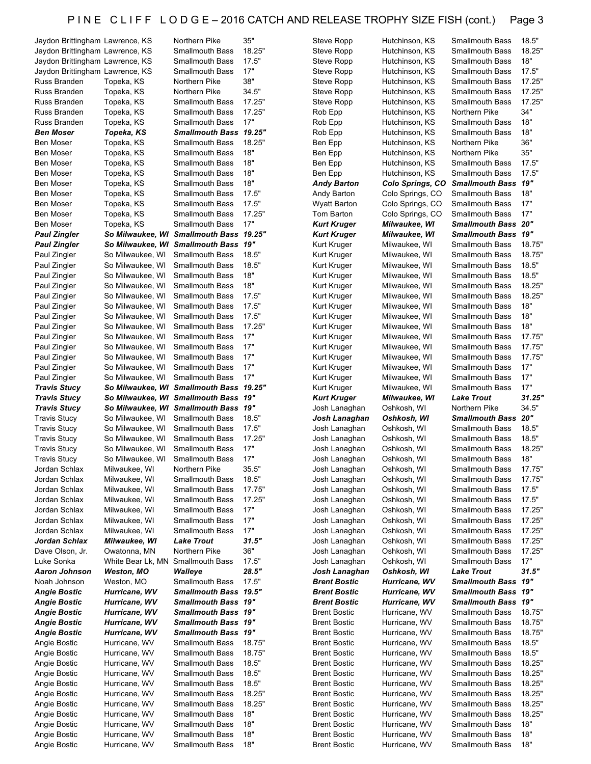# PINE CLIFF LODGE – 2016 CATCH AND RELEASE TROPHY SIZE FISH (cont.)

| Name | Hometown | Species | Length |
|---|---|---|---|
| Jaydon Brittingham | Lawrence, KS | Northern Pike | 35" |
| Jaydon Brittingham | Lawrence, KS | Smallmouth Bass | 18.25" |
| Jaydon Brittingham | Lawrence, KS | Smallmouth Bass | 17.5" |
| Jaydon Brittingham | Lawrence, KS | Smallmouth Bass | 17" |
| Russ Branden | Topeka, KS | Northern Pike | 38" |
| Russ Branden | Topeka, KS | Northern Pike | 34.5" |
| Russ Branden | Topeka, KS | Smallmouth Bass | 17.25" |
| Russ Branden | Topeka, KS | Smallmouth Bass | 17.25" |
| Russ Branden | Topeka, KS | Smallmouth Bass | 17" |
| ***Ben Moser*** | ***Topeka, KS*** | ***Smallmouth Bass*** | ***19.25"*** |
| Ben Moser | Topeka, KS | Smallmouth Bass | 18.25" |
| Ben Moser | Topeka, KS | Smallmouth Bass | 18" |
| Ben Moser | Topeka, KS | Smallmouth Bass | 18" |
| Ben Moser | Topeka, KS | Smallmouth Bass | 18" |
| Ben Moser | Topeka, KS | Smallmouth Bass | 18" |
| Ben Moser | Topeka, KS | Smallmouth Bass | 17.5" |
| Ben Moser | Topeka, KS | Smallmouth Bass | 17.5" |
| Ben Moser | Topeka, KS | Smallmouth Bass | 17.25" |
| Ben Moser | Topeka, KS | Smallmouth Bass | 17" |
| ***Paul Zingler*** | ***So Milwaukee, WI*** | ***Smallmouth Bass*** | ***19.25"*** |
| ***Paul Zingler*** | ***So Milwaukee, WI*** | ***Smallmouth Bass*** | ***19"*** |
| Paul Zingler | So Milwaukee, WI | Smallmouth Bass | 18.5" |
| Paul Zingler | So Milwaukee, WI | Smallmouth Bass | 18.5" |
| Paul Zingler | So Milwaukee, WI | Smallmouth Bass | 18" |
| Paul Zingler | So Milwaukee, WI | Smallmouth Bass | 18" |
| Paul Zingler | So Milwaukee, WI | Smallmouth Bass | 17.5" |
| Paul Zingler | So Milwaukee, WI | Smallmouth Bass | 17.5" |
| Paul Zingler | So Milwaukee, WI | Smallmouth Bass | 17.5" |
| Paul Zingler | So Milwaukee, WI | Smallmouth Bass | 17.25" |
| Paul Zingler | So Milwaukee, WI | Smallmouth Bass | 17" |
| Paul Zingler | So Milwaukee, WI | Smallmouth Bass | 17" |
| Paul Zingler | So Milwaukee, WI | Smallmouth Bass | 17" |
| Paul Zingler | So Milwaukee, WI | Smallmouth Bass | 17" |
| Paul Zingler | So Milwaukee, WI | Smallmouth Bass | 17" |
| ***Travis Stucy*** | ***So Milwaukee, WI*** | ***Smallmouth Bass*** | ***19.25"*** |
| ***Travis Stucy*** | ***So Milwaukee, WI*** | ***Smallmouth Bass*** | ***19"*** |
| ***Travis Stucy*** | ***So Milwaukee, WI*** | ***Smallmouth Bass*** | ***19"*** |
| Travis Stucy | So Milwaukee, WI | Smallmouth Bass | 18.5" |
| Travis Stucy | So Milwaukee, WI | Smallmouth Bass | 17.5" |
| Travis Stucy | So Milwaukee, WI | Smallmouth Bass | 17.25" |
| Travis Stucy | So Milwaukee, WI | Smallmouth Bass | 17" |
| Travis Stucy | So Milwaukee, WI | Smallmouth Bass | 17" |
| Jordan Schlax | Milwaukee, WI | Northern Pike | 35.5" |
| Jordan Schlax | Milwaukee, WI | Smallmouth Bass | 18.5" |
| Jordan Schlax | Milwaukee, WI | Smallmouth Bass | 17.75" |
| Jordan Schlax | Milwaukee, WI | Smallmouth Bass | 17.25" |
| Jordan Schlax | Milwaukee, WI | Smallmouth Bass | 17" |
| Jordan Schlax | Milwaukee, WI | Smallmouth Bass | 17" |
| Jordan Schlax | Milwaukee, WI | Smallmouth Bass | 17" |
| ***Jordan Schlax*** | ***Milwaukee, WI*** | ***Lake Trout*** | ***31.5"*** |
| Dave Olson, Jr. | Owatonna, MN | Northern Pike | 36" |
| Luke Sonka | White Bear Lk, MN | Smallmouth Bass | 17.5" |
| ***Aaron Johnson*** | ***Weston, MO*** | ***Walleye*** | ***28.5"*** |
| Noah Johnson | Weston, MO | Smallmouth Bass | 17.5" |
| ***Angie Bostic*** | ***Hurricane, WV*** | ***Smallmouth Bass*** | ***19.5"*** |
| ***Angie Bostic*** | ***Hurricane, WV*** | ***Smallmouth Bass*** | ***19"*** |
| ***Angie Bostic*** | ***Hurricane, WV*** | ***Smallmouth Bass*** | ***19"*** |
| ***Angie Bostic*** | ***Hurricane, WV*** | ***Smallmouth Bass*** | ***19"*** |
| ***Angie Bostic*** | ***Hurricane, WV*** | ***Smallmouth Bass*** | ***19"*** |
| Angie Bostic | Hurricane, WV | Smallmouth Bass | 18.75" |
| Angie Bostic | Hurricane, WV | Smallmouth Bass | 18.75" |
| Angie Bostic | Hurricane, WV | Smallmouth Bass | 18.5" |
| Angie Bostic | Hurricane, WV | Smallmouth Bass | 18.5" |
| Angie Bostic | Hurricane, WV | Smallmouth Bass | 18.5" |
| Angie Bostic | Hurricane, WV | Smallmouth Bass | 18.25" |
| Angie Bostic | Hurricane, WV | Smallmouth Bass | 18.25" |
| Angie Bostic | Hurricane, WV | Smallmouth Bass | 18" |
| Angie Bostic | Hurricane, WV | Smallmouth Bass | 18" |
| Angie Bostic | Hurricane, WV | Smallmouth Bass | 18" |
| Angie Bostic | Hurricane, WV | Smallmouth Bass | 18" |
| Steve Ropp | Hutchinson, KS | Smallmouth Bass | 18.5" |
| Steve Ropp | Hutchinson, KS | Smallmouth Bass | 18.25" |
| Steve Ropp | Hutchinson, KS | Smallmouth Bass | 18" |
| Steve Ropp | Hutchinson, KS | Smallmouth Bass | 17.5" |
| Steve Ropp | Hutchinson, KS | Smallmouth Bass | 17.25" |
| Steve Ropp | Hutchinson, KS | Smallmouth Bass | 17.25" |
| Steve Ropp | Hutchinson, KS | Smallmouth Bass | 17.25" |
| Rob Epp | Hutchinson, KS | Northern Pike | 34" |
| Rob Epp | Hutchinson, KS | Smallmouth Bass | 18" |
| Rob Epp | Hutchinson, KS | Smallmouth Bass | 18" |
| Ben Epp | Hutchinson, KS | Northern Pike | 36" |
| Ben Epp | Hutchinson, KS | Northern Pike | 35" |
| Ben Epp | Hutchinson, KS | Smallmouth Bass | 17.5" |
| Ben Epp | Hutchinson, KS | Smallmouth Bass | 17.5" |
| ***Andy Barton*** | ***Colo Springs, CO*** | ***Smallmouth Bass*** | ***19"*** |
| Andy Barton | Colo Springs, CO | Smallmouth Bass | 18" |
| Wyatt Barton | Colo Springs, CO | Smallmouth Bass | 17" |
| Tom Barton | Colo Springs, CO | Smallmouth Bass | 17" |
| ***Kurt Kruger*** | ***Milwaukee, WI*** | ***Smallmouth Bass*** | ***20"*** |
| ***Kurt Kruger*** | ***Milwaukee, WI*** | ***Smallmouth Bass*** | ***19"*** |
| Kurt Kruger | Milwaukee, WI | Smallmouth Bass | 18.75" |
| Kurt Kruger | Milwaukee, WI | Smallmouth Bass | 18.75" |
| Kurt Kruger | Milwaukee, WI | Smallmouth Bass | 18.5" |
| Kurt Kruger | Milwaukee, WI | Smallmouth Bass | 18.5" |
| Kurt Kruger | Milwaukee, WI | Smallmouth Bass | 18.25" |
| Kurt Kruger | Milwaukee, WI | Smallmouth Bass | 18.25" |
| Kurt Kruger | Milwaukee, WI | Smallmouth Bass | 18" |
| Kurt Kruger | Milwaukee, WI | Smallmouth Bass | 18" |
| Kurt Kruger | Milwaukee, WI | Smallmouth Bass | 18" |
| Kurt Kruger | Milwaukee, WI | Smallmouth Bass | 17.75" |
| Kurt Kruger | Milwaukee, WI | Smallmouth Bass | 17.75" |
| Kurt Kruger | Milwaukee, WI | Smallmouth Bass | 17.75" |
| Kurt Kruger | Milwaukee, WI | Smallmouth Bass | 17" |
| Kurt Kruger | Milwaukee, WI | Smallmouth Bass | 17" |
| Kurt Kruger | Milwaukee, WI | Smallmouth Bass | 17" |
| ***Kurt Kruger*** | ***Milwaukee, WI*** | ***Lake Trout*** | ***31.25"*** |
| Josh Lanaghan | Oshkosh, WI | Northern Pike | 34.5" |
| ***Josh Lanaghan*** | ***Oshkosh, WI*** | ***Smallmouth Bass*** | ***20"*** |
| Josh Lanaghan | Oshkosh, WI | Smallmouth Bass | 18.5" |
| Josh Lanaghan | Oshkosh, WI | Smallmouth Bass | 18.5" |
| Josh Lanaghan | Oshkosh, WI | Smallmouth Bass | 18.25" |
| Josh Lanaghan | Oshkosh, WI | Smallmouth Bass | 18" |
| Josh Lanaghan | Oshkosh, WI | Smallmouth Bass | 17.75" |
| Josh Lanaghan | Oshkosh, WI | Smallmouth Bass | 17.75" |
| Josh Lanaghan | Oshkosh, WI | Smallmouth Bass | 17.5" |
| Josh Lanaghan | Oshkosh, WI | Smallmouth Bass | 17.5" |
| Josh Lanaghan | Oshkosh, WI | Smallmouth Bass | 17.25" |
| Josh Lanaghan | Oshkosh, WI | Smallmouth Bass | 17.25" |
| Josh Lanaghan | Oshkosh, WI | Smallmouth Bass | 17.25" |
| Josh Lanaghan | Oshkosh, WI | Smallmouth Bass | 17.25" |
| Josh Lanaghan | Oshkosh, WI | Smallmouth Bass | 17.25" |
| Josh Lanaghan | Oshkosh, WI | Smallmouth Bass | 17" |
| ***Josh Lanaghan*** | ***Oshkosh, WI*** | ***Lake Trout*** | ***31.5"*** |
| ***Brent Bostic*** | ***Hurricane, WV*** | ***Smallmouth Bass*** | ***19"*** |
| ***Brent Bostic*** | ***Hurricane, WV*** | ***Smallmouth Bass*** | ***19"*** |
| ***Brent Bostic*** | ***Hurricane, WV*** | ***Smallmouth Bass*** | ***19"*** |
| Brent Bostic | Hurricane, WV | Smallmouth Bass | 18.75" |
| Brent Bostic | Hurricane, WV | Smallmouth Bass | 18.75" |
| Brent Bostic | Hurricane, WV | Smallmouth Bass | 18.75" |
| Brent Bostic | Hurricane, WV | Smallmouth Bass | 18.5" |
| Brent Bostic | Hurricane, WV | Smallmouth Bass | 18.5" |
| Brent Bostic | Hurricane, WV | Smallmouth Bass | 18.25" |
| Brent Bostic | Hurricane, WV | Smallmouth Bass | 18.25" |
| Brent Bostic | Hurricane, WV | Smallmouth Bass | 18.25" |
| Brent Bostic | Hurricane, WV | Smallmouth Bass | 18.25" |
| Brent Bostic | Hurricane, WV | Smallmouth Bass | 18.25" |
| Brent Bostic | Hurricane, WV | Smallmouth Bass | 18.25" |
| Brent Bostic | Hurricane, WV | Smallmouth Bass | 18" |
| Brent Bostic | Hurricane, WV | Smallmouth Bass | 18" |
| Brent Bostic | Hurricane, WV | Smallmouth Bass | 18" |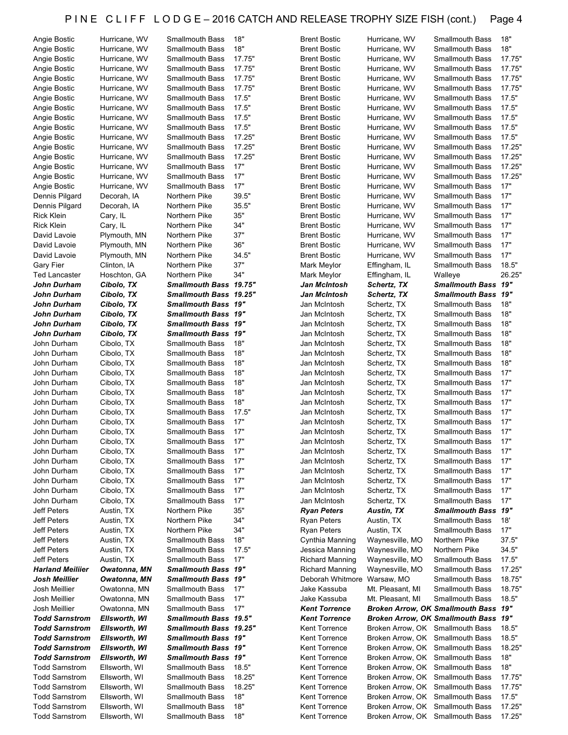# PINE CLIFF LODGE – 2016 CATCH AND RELEASE TROPHY SIZE FISH (cont.)

| Name | City | Species | Size |
|---|---|---|---|
| Angie Bostic | Hurricane, WV | Smallmouth Bass | 18" |
| Angie Bostic | Hurricane, WV | Smallmouth Bass | 18" |
| Angie Bostic | Hurricane, WV | Smallmouth Bass | 17.75" |
| Angie Bostic | Hurricane, WV | Smallmouth Bass | 17.75" |
| Angie Bostic | Hurricane, WV | Smallmouth Bass | 17.75" |
| Angie Bostic | Hurricane, WV | Smallmouth Bass | 17.75" |
| Angie Bostic | Hurricane, WV | Smallmouth Bass | 17.5" |
| Angie Bostic | Hurricane, WV | Smallmouth Bass | 17.5" |
| Angie Bostic | Hurricane, WV | Smallmouth Bass | 17.5" |
| Angie Bostic | Hurricane, WV | Smallmouth Bass | 17.5" |
| Angie Bostic | Hurricane, WV | Smallmouth Bass | 17.25" |
| Angie Bostic | Hurricane, WV | Smallmouth Bass | 17.25" |
| Angie Bostic | Hurricane, WV | Smallmouth Bass | 17.25" |
| Angie Bostic | Hurricane, WV | Smallmouth Bass | 17" |
| Angie Bostic | Hurricane, WV | Smallmouth Bass | 17" |
| Angie Bostic | Hurricane, WV | Smallmouth Bass | 17" |
| Dennis Pilgard | Decorah, IA | Northern Pike | 39.5" |
| Dennis Pilgard | Decorah, IA | Northern Pike | 35.5" |
| Rick Klein | Cary, IL | Northern Pike | 35" |
| Rick Klein | Cary, IL | Northern Pike | 34" |
| David Lavoie | Plymouth, MN | Northern Pike | 37" |
| David Lavoie | Plymouth, MN | Northern Pike | 36" |
| David Lavoie | Plymouth, MN | Northern Pike | 34.5" |
| Gary Fier | Clinton, IA | Northern Pike | 37" |
| Ted Lancaster | Hoschton, GA | Northern Pike | 34" |
| ***John Durham*** | ***Cibolo, TX*** | ***Smallmouth Bass*** | ***19.75"*** |
| ***John Durham*** | ***Cibolo, TX*** | ***Smallmouth Bass*** | ***19.25"*** |
| ***John Durham*** | ***Cibolo, TX*** | ***Smallmouth Bass*** | ***19"*** |
| ***John Durham*** | ***Cibolo, TX*** | ***Smallmouth Bass*** | ***19"*** |
| ***John Durham*** | ***Cibolo, TX*** | ***Smallmouth Bass*** | ***19"*** |
| ***John Durham*** | ***Cibolo, TX*** | ***Smallmouth Bass*** | ***19"*** |
| John Durham | Cibolo, TX | Smallmouth Bass | 18" |
| John Durham | Cibolo, TX | Smallmouth Bass | 18" |
| John Durham | Cibolo, TX | Smallmouth Bass | 18" |
| John Durham | Cibolo, TX | Smallmouth Bass | 18" |
| John Durham | Cibolo, TX | Smallmouth Bass | 18" |
| John Durham | Cibolo, TX | Smallmouth Bass | 18" |
| John Durham | Cibolo, TX | Smallmouth Bass | 18" |
| John Durham | Cibolo, TX | Smallmouth Bass | 17.5" |
| John Durham | Cibolo, TX | Smallmouth Bass | 17" |
| John Durham | Cibolo, TX | Smallmouth Bass | 17" |
| John Durham | Cibolo, TX | Smallmouth Bass | 17" |
| John Durham | Cibolo, TX | Smallmouth Bass | 17" |
| John Durham | Cibolo, TX | Smallmouth Bass | 17" |
| John Durham | Cibolo, TX | Smallmouth Bass | 17" |
| John Durham | Cibolo, TX | Smallmouth Bass | 17" |
| John Durham | Cibolo, TX | Smallmouth Bass | 17" |
| John Durham | Cibolo, TX | Smallmouth Bass | 17" |
| Jeff Peters | Austin, TX | Northern Pike | 35" |
| Jeff Peters | Austin, TX | Northern Pike | 34" |
| Jeff Peters | Austin, TX | Northern Pike | 34" |
| Jeff Peters | Austin, TX | Smallmouth Bass | 18" |
| Jeff Peters | Austin, TX | Smallmouth Bass | 17.5" |
| Jeff Peters | Austin, TX | Smallmouth Bass | 17" |
| ***Harland Meiliier*** | ***Owatonna, MN*** | ***Smallmouth Bass*** | ***19"*** |
| ***Josh Meillier*** | ***Owatonna, MN*** | ***Smallmouth Bass*** | ***19"*** |
| Josh Meillier | Owatonna, MN | Smallmouth Bass | 17" |
| Josh Meillier | Owatonna, MN | Smallmouth Bass | 17" |
| Josh Meillier | Owatonna, MN | Smallmouth Bass | 17" |
| ***Todd Sarnstrom*** | ***Ellsworth, WI*** | ***Smallmouth Bass*** | ***19.5"*** |
| ***Todd Sarnstrom*** | ***Ellsworth, WI*** | ***Smallmouth Bass*** | ***19.25"*** |
| ***Todd Sarnstrom*** | ***Ellsworth, WI*** | ***Smallmouth Bass*** | ***19"*** |
| ***Todd Sarnstrom*** | ***Ellsworth, WI*** | ***Smallmouth Bass*** | ***19"*** |
| ***Todd Sarnstrom*** | ***Ellsworth, WI*** | ***Smallmouth Bass*** | ***19"*** |
| Todd Sarnstrom | Ellsworth, WI | Smallmouth Bass | 18.5" |
| Todd Sarnstrom | Ellsworth, WI | Smallmouth Bass | 18.25" |
| Todd Sarnstrom | Ellsworth, WI | Smallmouth Bass | 18.25" |
| Todd Sarnstrom | Ellsworth, WI | Smallmouth Bass | 18" |
| Todd Sarnstrom | Ellsworth, WI | Smallmouth Bass | 18" |
| Todd Sarnstrom | Ellsworth, WI | Smallmouth Bass | 18" |
| Brent Bostic | Hurricane, WV | Smallmouth Bass | 18" |
| Brent Bostic | Hurricane, WV | Smallmouth Bass | 18" |
| Brent Bostic | Hurricane, WV | Smallmouth Bass | 17.75" |
| Brent Bostic | Hurricane, WV | Smallmouth Bass | 17.75" |
| Brent Bostic | Hurricane, WV | Smallmouth Bass | 17.75" |
| Brent Bostic | Hurricane, WV | Smallmouth Bass | 17.75" |
| Brent Bostic | Hurricane, WV | Smallmouth Bass | 17.5" |
| Brent Bostic | Hurricane, WV | Smallmouth Bass | 17.5" |
| Brent Bostic | Hurricane, WV | Smallmouth Bass | 17.5" |
| Brent Bostic | Hurricane, WV | Smallmouth Bass | 17.5" |
| Brent Bostic | Hurricane, WV | Smallmouth Bass | 17.5" |
| Brent Bostic | Hurricane, WV | Smallmouth Bass | 17.25" |
| Brent Bostic | Hurricane, WV | Smallmouth Bass | 17.25" |
| Brent Bostic | Hurricane, WV | Smallmouth Bass | 17.25" |
| Brent Bostic | Hurricane, WV | Smallmouth Bass | 17.25" |
| Brent Bostic | Hurricane, WV | Smallmouth Bass | 17" |
| Brent Bostic | Hurricane, WV | Smallmouth Bass | 17" |
| Brent Bostic | Hurricane, WV | Smallmouth Bass | 17" |
| Brent Bostic | Hurricane, WV | Smallmouth Bass | 17" |
| Brent Bostic | Hurricane, WV | Smallmouth Bass | 17" |
| Brent Bostic | Hurricane, WV | Smallmouth Bass | 17" |
| Brent Bostic | Hurricane, WV | Smallmouth Bass | 17" |
| Mark Meylor | Effingham, IL | Smallmouth Bass | 18.5" |
| Mark Meylor | Effingham, IL | Walleye | 26.25" |
| ***Jan McIntosh*** | ***Schertz, TX*** | ***Smallmouth Bass*** | ***19"*** |
| ***Jan McIntosh*** | ***Schertz, TX*** | ***Smallmouth Bass*** | ***19"*** |
| Jan McIntosh | Schertz, TX | Smallmouth Bass | 18" |
| Jan McIntosh | Schertz, TX | Smallmouth Bass | 18" |
| Jan McIntosh | Schertz, TX | Smallmouth Bass | 18" |
| Jan McIntosh | Schertz, TX | Smallmouth Bass | 18" |
| Jan McIntosh | Schertz, TX | Smallmouth Bass | 18" |
| Jan McIntosh | Schertz, TX | Smallmouth Bass | 18" |
| Jan McIntosh | Schertz, TX | Smallmouth Bass | 18" |
| Jan McIntosh | Schertz, TX | Smallmouth Bass | 17" |
| Jan McIntosh | Schertz, TX | Smallmouth Bass | 17" |
| Jan McIntosh | Schertz, TX | Smallmouth Bass | 17" |
| Jan McIntosh | Schertz, TX | Smallmouth Bass | 17" |
| Jan McIntosh | Schertz, TX | Smallmouth Bass | 17" |
| Jan McIntosh | Schertz, TX | Smallmouth Bass | 17" |
| Jan McIntosh | Schertz, TX | Smallmouth Bass | 17" |
| Jan McIntosh | Schertz, TX | Smallmouth Bass | 17" |
| Jan McIntosh | Schertz, TX | Smallmouth Bass | 17" |
| Jan McIntosh | Schertz, TX | Smallmouth Bass | 17" |
| Jan McIntosh | Schertz, TX | Smallmouth Bass | 17" |
| Jan McIntosh | Schertz, TX | Smallmouth Bass | 17" |
| ***Ryan Peters*** | ***Austin, TX*** | ***Smallmouth Bass*** | ***19"*** |
| Ryan Peters | Austin, TX | Smallmouth Bass | 18' |
| Ryan Peters | Austin, TX | Smallmouth Bass | 17" |
| Cynthia Manning | Waynesville, MO | Northern Pike | 37.5" |
| Jessica Manning | Waynesville, MO | Northern Pike | 34.5" |
| Richard Manning | Waynesville, MO | Smallmouth Bass | 17.5" |
| Richard Manning | Waynesville, MO | Smallmouth Bass | 17.25" |
| Deborah Whitmore | Warsaw, MO | Smallmouth Bass | 18.75" |
| Jake Kassuba | Mt. Pleasant, MI | Smallmouth Bass | 18.75" |
| Jake Kassuba | Mt. Pleasant, MI | Smallmouth Bass | 18.5" |
| ***Kent Torrence*** | ***Broken Arrow, OK*** | ***Smallmouth Bass*** | ***19"*** |
| ***Kent Torrence*** | ***Broken Arrow, OK*** | ***Smallmouth Bass*** | ***19"*** |
| Kent Torrence | Broken Arrow, OK | Smallmouth Bass | 18.5" |
| Kent Torrence | Broken Arrow, OK | Smallmouth Bass | 18.5" |
| Kent Torrence | Broken Arrow, OK | Smallmouth Bass | 18.25" |
| Kent Torrence | Broken Arrow, OK | Smallmouth Bass | 18" |
| Kent Torrence | Broken Arrow, OK | Smallmouth Bass | 18" |
| Kent Torrence | Broken Arrow, OK | Smallmouth Bass | 17.75" |
| Kent Torrence | Broken Arrow, OK | Smallmouth Bass | 17.75" |
| Kent Torrence | Broken Arrow, OK | Smallmouth Bass | 17.5" |
| Kent Torrence | Broken Arrow, OK | Smallmouth Bass | 17.25" |
| Kent Torrence | Broken Arrow, OK | Smallmouth Bass | 17.25" |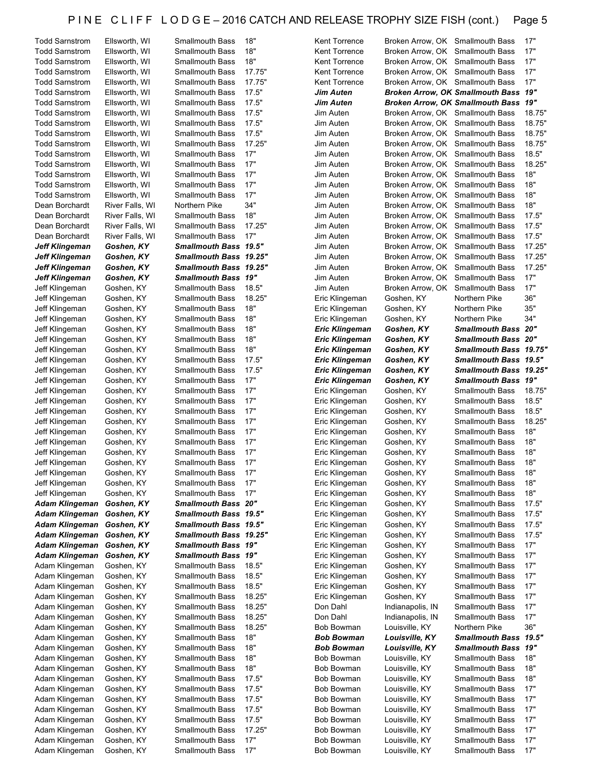# PINE CLIFF LODGE – 2016 CATCH AND RELEASE TROPHY SIZE FISH (cont.)

| Name | Hometown | Species | Size |
|---|---|---|---|
| Todd Sarnstrom | Ellsworth, WI | Smallmouth Bass | 18" |
| Todd Sarnstrom | Ellsworth, WI | Smallmouth Bass | 18" |
| Todd Sarnstrom | Ellsworth, WI | Smallmouth Bass | 18" |
| Todd Sarnstrom | Ellsworth, WI | Smallmouth Bass | 17.75" |
| Todd Sarnstrom | Ellsworth, WI | Smallmouth Bass | 17.75" |
| Todd Sarnstrom | Ellsworth, WI | Smallmouth Bass | 17.5" |
| Todd Sarnstrom | Ellsworth, WI | Smallmouth Bass | 17.5" |
| Todd Sarnstrom | Ellsworth, WI | Smallmouth Bass | 17.5" |
| Todd Sarnstrom | Ellsworth, WI | Smallmouth Bass | 17.5" |
| Todd Sarnstrom | Ellsworth, WI | Smallmouth Bass | 17.25" |
| Todd Sarnstrom | Ellsworth, WI | Smallmouth Bass | 17" |
| Todd Sarnstrom | Ellsworth, WI | Smallmouth Bass | 17" |
| Todd Sarnstrom | Ellsworth, WI | Smallmouth Bass | 17" |
| Todd Sarnstrom | Ellsworth, WI | Smallmouth Bass | 17" |
| Todd Sarnstrom | Ellsworth, WI | Smallmouth Bass | 17" |
| Dean Borchardt | River Falls, WI | Northern Pike | 34" |
| Dean Borchardt | River Falls, WI | Smallmouth Bass | 18" |
| Dean Borchardt | River Falls, WI | Smallmouth Bass | 17.25" |
| Dean Borchardt | River Falls, WI | Smallmouth Bass | 17" |
| ***Jeff Klingeman*** | ***Goshen, KY*** | ***Smallmouth Bass*** | ***19.5"*** |
| ***Jeff Klingeman*** | ***Goshen, KY*** | ***Smallmouth Bass*** | ***19.25"*** |
| ***Jeff Klingeman*** | ***Goshen, KY*** | ***Smallmouth Bass*** | ***19.25"*** |
| ***Jeff Klingeman*** | ***Goshen, KY*** | ***Smallmouth Bass*** | ***19"*** |
| Jeff Klingeman | Goshen, KY | Smallmouth Bass | 18.5" |
| Jeff Klingeman | Goshen, KY | Smallmouth Bass | 18.25" |
| Jeff Klingeman | Goshen, KY | Smallmouth Bass | 18" |
| Jeff Klingeman | Goshen, KY | Smallmouth Bass | 18" |
| Jeff Klingeman | Goshen, KY | Smallmouth Bass | 18" |
| Jeff Klingeman | Goshen, KY | Smallmouth Bass | 18" |
| Jeff Klingeman | Goshen, KY | Smallmouth Bass | 18" |
| Jeff Klingeman | Goshen, KY | Smallmouth Bass | 17.5" |
| Jeff Klingeman | Goshen, KY | Smallmouth Bass | 17.5" |
| Jeff Klingeman | Goshen, KY | Smallmouth Bass | 17" |
| Jeff Klingeman | Goshen, KY | Smallmouth Bass | 17" |
| Jeff Klingeman | Goshen, KY | Smallmouth Bass | 17" |
| Jeff Klingeman | Goshen, KY | Smallmouth Bass | 17" |
| Jeff Klingeman | Goshen, KY | Smallmouth Bass | 17" |
| Jeff Klingeman | Goshen, KY | Smallmouth Bass | 17" |
| Jeff Klingeman | Goshen, KY | Smallmouth Bass | 17" |
| Jeff Klingeman | Goshen, KY | Smallmouth Bass | 17" |
| Jeff Klingeman | Goshen, KY | Smallmouth Bass | 17" |
| Jeff Klingeman | Goshen, KY | Smallmouth Bass | 17" |
| Jeff Klingeman | Goshen, KY | Smallmouth Bass | 17" |
| ***Adam Klingeman*** | ***Goshen, KY*** | ***Smallmouth Bass*** | ***20"*** |
| ***Adam Klingeman*** | ***Goshen, KY*** | ***Smallmouth Bass*** | ***19.5"*** |
| ***Adam Klingeman*** | ***Goshen, KY*** | ***Smallmouth Bass*** | ***19.5"*** |
| ***Adam Klingeman*** | ***Goshen, KY*** | ***Smallmouth Bass*** | ***19.25"*** |
| ***Adam Klingeman*** | ***Goshen, KY*** | ***Smallmouth Bass*** | ***19"*** |
| ***Adam Klingeman*** | ***Goshen, KY*** | ***Smallmouth Bass*** | ***19"*** |
| Adam Klingeman | Goshen, KY | Smallmouth Bass | 18.5" |
| Adam Klingeman | Goshen, KY | Smallmouth Bass | 18.5" |
| Adam Klingeman | Goshen, KY | Smallmouth Bass | 18.5" |
| Adam Klingeman | Goshen, KY | Smallmouth Bass | 18.25" |
| Adam Klingeman | Goshen, KY | Smallmouth Bass | 18.25" |
| Adam Klingeman | Goshen, KY | Smallmouth Bass | 18.25" |
| Adam Klingeman | Goshen, KY | Smallmouth Bass | 18.25" |
| Adam Klingeman | Goshen, KY | Smallmouth Bass | 18" |
| Adam Klingeman | Goshen, KY | Smallmouth Bass | 18" |
| Adam Klingeman | Goshen, KY | Smallmouth Bass | 18" |
| Adam Klingeman | Goshen, KY | Smallmouth Bass | 18" |
| Adam Klingeman | Goshen, KY | Smallmouth Bass | 17.5" |
| Adam Klingeman | Goshen, KY | Smallmouth Bass | 17.5" |
| Adam Klingeman | Goshen, KY | Smallmouth Bass | 17.5" |
| Adam Klingeman | Goshen, KY | Smallmouth Bass | 17.5" |
| Adam Klingeman | Goshen, KY | Smallmouth Bass | 17.5" |
| Adam Klingeman | Goshen, KY | Smallmouth Bass | 17.25" |
| Adam Klingeman | Goshen, KY | Smallmouth Bass | 17" |
| Adam Klingeman | Goshen, KY | Smallmouth Bass | 17" |
| Kent Torrence | Broken Arrow, OK | Smallmouth Bass | 17" |
| Kent Torrence | Broken Arrow, OK | Smallmouth Bass | 17" |
| Kent Torrence | Broken Arrow, OK | Smallmouth Bass | 17" |
| Kent Torrence | Broken Arrow, OK | Smallmouth Bass | 17" |
| Kent Torrence | Broken Arrow, OK | Smallmouth Bass | 17" |
| ***Jim Auten*** | ***Broken Arrow, OK*** | ***Smallmouth Bass*** | ***19"*** |
| ***Jim Auten*** | ***Broken Arrow, OK*** | ***Smallmouth Bass*** | ***19"*** |
| Jim Auten | Broken Arrow, OK | Smallmouth Bass | 18.75" |
| Jim Auten | Broken Arrow, OK | Smallmouth Bass | 18.75" |
| Jim Auten | Broken Arrow, OK | Smallmouth Bass | 18.75" |
| Jim Auten | Broken Arrow, OK | Smallmouth Bass | 18.75" |
| Jim Auten | Broken Arrow, OK | Smallmouth Bass | 18.5" |
| Jim Auten | Broken Arrow, OK | Smallmouth Bass | 18.25" |
| Jim Auten | Broken Arrow, OK | Smallmouth Bass | 18" |
| Jim Auten | Broken Arrow, OK | Smallmouth Bass | 18" |
| Jim Auten | Broken Arrow, OK | Smallmouth Bass | 18" |
| Jim Auten | Broken Arrow, OK | Smallmouth Bass | 18" |
| Jim Auten | Broken Arrow, OK | Smallmouth Bass | 17.5" |
| Jim Auten | Broken Arrow, OK | Smallmouth Bass | 17.5" |
| Jim Auten | Broken Arrow, OK | Smallmouth Bass | 17.5" |
| Jim Auten | Broken Arrow, OK | Smallmouth Bass | 17.25" |
| Jim Auten | Broken Arrow, OK | Smallmouth Bass | 17.25" |
| Jim Auten | Broken Arrow, OK | Smallmouth Bass | 17.25" |
| Jim Auten | Broken Arrow, OK | Smallmouth Bass | 17" |
| Jim Auten | Broken Arrow, OK | Smallmouth Bass | 17" |
| Eric Klingeman | Goshen, KY | Northern Pike | 36" |
| Eric Klingeman | Goshen, KY | Northern Pike | 35" |
| Eric Klingeman | Goshen, KY | Northern Pike | 34" |
| ***Eric Klingeman*** | ***Goshen, KY*** | ***Smallmouth Bass*** | ***20"*** |
| ***Eric Klingeman*** | ***Goshen, KY*** | ***Smallmouth Bass*** | ***20"*** |
| ***Eric Klingeman*** | ***Goshen, KY*** | ***Smallmouth Bass*** | ***19.75"*** |
| ***Eric Klingeman*** | ***Goshen, KY*** | ***Smallmouth Bass*** | ***19.5"*** |
| ***Eric Klingeman*** | ***Goshen, KY*** | ***Smallmouth Bass*** | ***19.25"*** |
| ***Eric Klingeman*** | ***Goshen, KY*** | ***Smallmouth Bass*** | ***19"*** |
| Eric Klingeman | Goshen, KY | Smallmouth Bass | 18.75" |
| Eric Klingeman | Goshen, KY | Smallmouth Bass | 18.5" |
| Eric Klingeman | Goshen, KY | Smallmouth Bass | 18.5" |
| Eric Klingeman | Goshen, KY | Smallmouth Bass | 18.25" |
| Eric Klingeman | Goshen, KY | Smallmouth Bass | 18" |
| Eric Klingeman | Goshen, KY | Smallmouth Bass | 18" |
| Eric Klingeman | Goshen, KY | Smallmouth Bass | 18" |
| Eric Klingeman | Goshen, KY | Smallmouth Bass | 18" |
| Eric Klingeman | Goshen, KY | Smallmouth Bass | 18" |
| Eric Klingeman | Goshen, KY | Smallmouth Bass | 18" |
| Eric Klingeman | Goshen, KY | Smallmouth Bass | 18" |
| Eric Klingeman | Goshen, KY | Smallmouth Bass | 17.5" |
| Eric Klingeman | Goshen, KY | Smallmouth Bass | 17.5" |
| Eric Klingeman | Goshen, KY | Smallmouth Bass | 17.5" |
| Eric Klingeman | Goshen, KY | Smallmouth Bass | 17.5" |
| Eric Klingeman | Goshen, KY | Smallmouth Bass | 17" |
| Eric Klingeman | Goshen, KY | Smallmouth Bass | 17" |
| Eric Klingeman | Goshen, KY | Smallmouth Bass | 17" |
| Eric Klingeman | Goshen, KY | Smallmouth Bass | 17" |
| Eric Klingeman | Goshen, KY | Smallmouth Bass | 17" |
| Eric Klingeman | Goshen, KY | Smallmouth Bass | 17" |
| Don Dahl | Indianapolis, IN | Smallmouth Bass | 17" |
| Don Dahl | Indianapolis, IN | Smallmouth Bass | 17" |
| Bob Bowman | Louisville, KY | Northern Pike | 36" |
| ***Bob Bowman*** | ***Louisville, KY*** | ***Smallmouth Bass*** | ***19.5"*** |
| ***Bob Bowman*** | ***Louisville, KY*** | ***Smallmouth Bass*** | ***19"*** |
| Bob Bowman | Louisville, KY | Smallmouth Bass | 18" |
| Bob Bowman | Louisville, KY | Smallmouth Bass | 18" |
| Bob Bowman | Louisville, KY | Smallmouth Bass | 18" |
| Bob Bowman | Louisville, KY | Smallmouth Bass | 17" |
| Bob Bowman | Louisville, KY | Smallmouth Bass | 17" |
| Bob Bowman | Louisville, KY | Smallmouth Bass | 17" |
| Bob Bowman | Louisville, KY | Smallmouth Bass | 17" |
| Bob Bowman | Louisville, KY | Smallmouth Bass | 17" |
| Bob Bowman | Louisville, KY | Smallmouth Bass | 17" |
| Bob Bowman | Louisville, KY | Smallmouth Bass | 17" |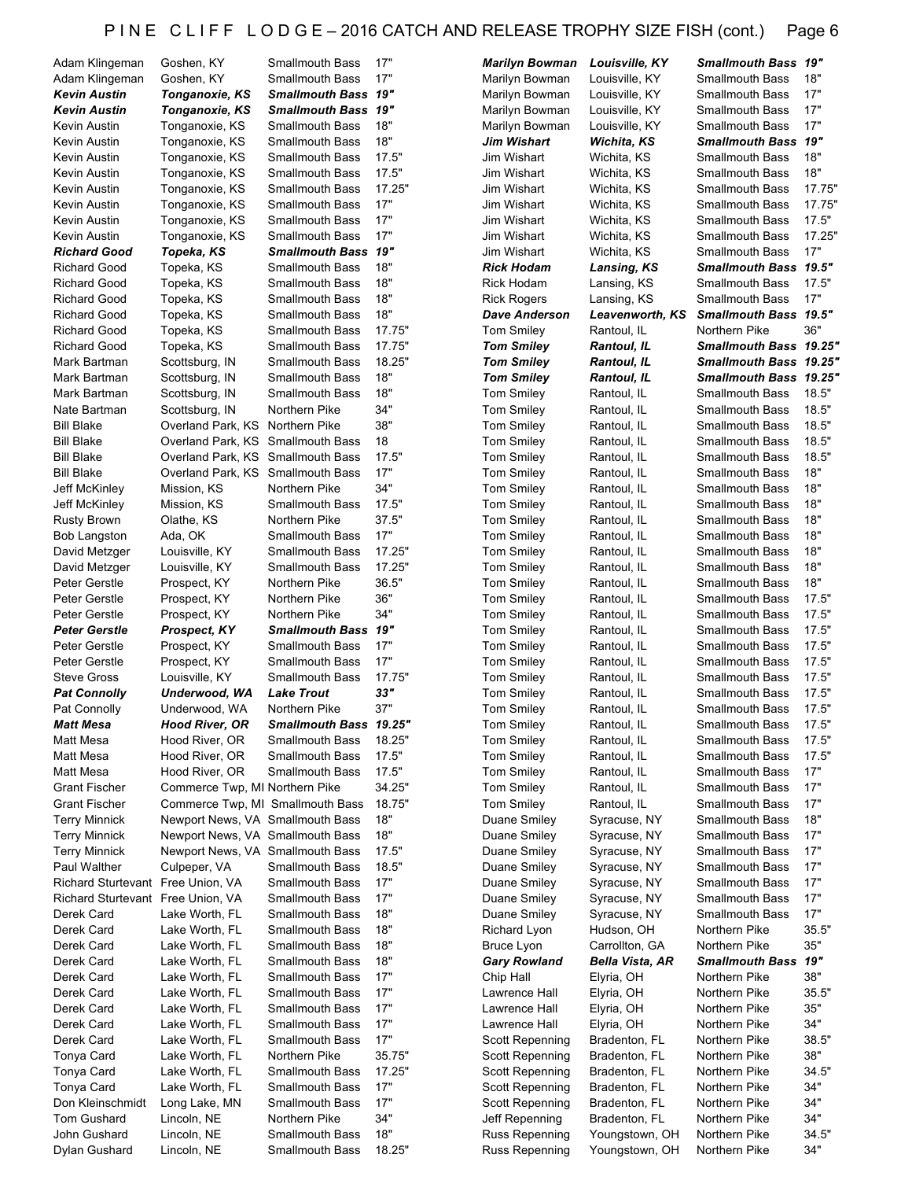# PINE CLIFF LODGE – 2016 CATCH AND RELEASE TROPHY SIZE FISH (cont.)

| Name | Hometown | Species | Length |
|---|---|---|---|
| Adam Klingeman | Goshen, KY | Smallmouth Bass | 17" |
| Adam Klingeman | Goshen, KY | Smallmouth Bass | 17" |
| ***Kevin Austin*** | ***Tonganoxie, KS*** | ***Smallmouth Bass*** | ***19"*** |
| ***Kevin Austin*** | ***Tonganoxie, KS*** | ***Smallmouth Bass*** | ***19"*** |
| Kevin Austin | Tonganoxie, KS | Smallmouth Bass | 18" |
| Kevin Austin | Tonganoxie, KS | Smallmouth Bass | 18" |
| Kevin Austin | Tonganoxie, KS | Smallmouth Bass | 17.5" |
| Kevin Austin | Tonganoxie, KS | Smallmouth Bass | 17.5" |
| Kevin Austin | Tonganoxie, KS | Smallmouth Bass | 17.25" |
| Kevin Austin | Tonganoxie, KS | Smallmouth Bass | 17" |
| Kevin Austin | Tonganoxie, KS | Smallmouth Bass | 17" |
| Kevin Austin | Tonganoxie, KS | Smallmouth Bass | 17" |
| ***Richard Good*** | ***Topeka, KS*** | ***Smallmouth Bass*** | ***19"*** |
| Richard Good | Topeka, KS | Smallmouth Bass | 18" |
| Richard Good | Topeka, KS | Smallmouth Bass | 18" |
| Richard Good | Topeka, KS | Smallmouth Bass | 18" |
| Richard Good | Topeka, KS | Smallmouth Bass | 18" |
| Richard Good | Topeka, KS | Smallmouth Bass | 17.75" |
| Richard Good | Topeka, KS | Smallmouth Bass | 17.75" |
| Mark Bartman | Scottsburg, IN | Smallmouth Bass | 18.25" |
| Mark Bartman | Scottsburg, IN | Smallmouth Bass | 18" |
| Mark Bartman | Scottsburg, IN | Smallmouth Bass | 18" |
| Nate Bartman | Scottsburg, IN | Northern Pike | 34" |
| Bill Blake | Overland Park, KS | Northern Pike | 38" |
| Bill Blake | Overland Park, KS | Smallmouth Bass | 18 |
| Bill Blake | Overland Park, KS | Smallmouth Bass | 17.5" |
| Bill Blake | Overland Park, KS | Smallmouth Bass | 17" |
| Jeff McKinley | Mission, KS | Northern Pike | 34" |
| Jeff McKinley | Mission, KS | Smallmouth Bass | 17.5" |
| Rusty Brown | Olathe, KS | Northern Pike | 37.5" |
| Bob Langston | Ada, OK | Smallmouth Bass | 17" |
| David Metzger | Louisville, KY | Smallmouth Bass | 17.25" |
| David Metzger | Louisville, KY | Smallmouth Bass | 17.25" |
| Peter Gerstle | Prospect, KY | Northern Pike | 36.5" |
| Peter Gerstle | Prospect, KY | Northern Pike | 36" |
| Peter Gerstle | Prospect, KY | Northern Pike | 34" |
| ***Peter Gerstle*** | ***Prospect, KY*** | ***Smallmouth Bass*** | ***19"*** |
| Peter Gerstle | Prospect, KY | Smallmouth Bass | 17" |
| Peter Gerstle | Prospect, KY | Smallmouth Bass | 17" |
| Steve Gross | Louisville, KY | Smallmouth Bass | 17.75" |
| ***Pat Connolly*** | ***Underwood, WA*** | ***Lake Trout*** | ***33"*** |
| Pat Connolly | Underwood, WA | Northern Pike | 37" |
| ***Matt Mesa*** | ***Hood River, OR*** | ***Smallmouth Bass*** | ***19.25"*** |
| Matt Mesa | Hood River, OR | Smallmouth Bass | 18.25" |
| Matt Mesa | Hood River, OR | Smallmouth Bass | 17.5" |
| Matt Mesa | Hood River, OR | Smallmouth Bass | 17.5" |
| Grant Fischer | Commerce Twp, MI | Northern Pike | 34.25" |
| Grant Fischer | Commerce Twp, MI | Smallmouth Bass | 18.75" |
| Terry Minnick | Newport News, VA | Smallmouth Bass | 18" |
| Terry Minnick | Newport News, VA | Smallmouth Bass | 18" |
| Terry Minnick | Newport News, VA | Smallmouth Bass | 17.5" |
| Paul Walther | Culpeper, VA | Smallmouth Bass | 18.5" |
| Richard Sturtevant | Free Union, VA | Smallmouth Bass | 17" |
| Richard Sturtevant | Free Union, VA | Smallmouth Bass | 17" |
| Derek Card | Lake Worth, FL | Smallmouth Bass | 18" |
| Derek Card | Lake Worth, FL | Smallmouth Bass | 18" |
| Derek Card | Lake Worth, FL | Smallmouth Bass | 18" |
| Derek Card | Lake Worth, FL | Smallmouth Bass | 18" |
| Derek Card | Lake Worth, FL | Smallmouth Bass | 17" |
| Derek Card | Lake Worth, FL | Smallmouth Bass | 17" |
| Derek Card | Lake Worth, FL | Smallmouth Bass | 17" |
| Derek Card | Lake Worth, FL | Smallmouth Bass | 17" |
| Derek Card | Lake Worth, FL | Smallmouth Bass | 17" |
| Tonya Card | Lake Worth, FL | Northern Pike | 35.75" |
| Tonya Card | Lake Worth, FL | Smallmouth Bass | 17.25" |
| Tonya Card | Lake Worth, FL | Smallmouth Bass | 17" |
| Don Kleinschmidt | Long Lake, MN | Smallmouth Bass | 17" |
| Tom Gushard | Lincoln, NE | Northern Pike | 34" |
| John Gushard | Lincoln, NE | Smallmouth Bass | 18" |
| Dylan Gushard | Lincoln, NE | Smallmouth Bass | 18.25" |
| ***Marilyn Bowman*** | ***Louisville, KY*** | ***Smallmouth Bass*** | ***19"*** |
| Marilyn Bowman | Louisville, KY | Smallmouth Bass | 18" |
| Marilyn Bowman | Louisville, KY | Smallmouth Bass | 17" |
| Marilyn Bowman | Louisville, KY | Smallmouth Bass | 17" |
| Marilyn Bowman | Louisville, KY | Smallmouth Bass | 17" |
| ***Jim Wishart*** | ***Wichita, KS*** | ***Smallmouth Bass*** | ***19"*** |
| Jim Wishart | Wichita, KS | Smallmouth Bass | 18" |
| Jim Wishart | Wichita, KS | Smallmouth Bass | 18" |
| Jim Wishart | Wichita, KS | Smallmouth Bass | 17.75" |
| Jim Wishart | Wichita, KS | Smallmouth Bass | 17.75" |
| Jim Wishart | Wichita, KS | Smallmouth Bass | 17.5" |
| Jim Wishart | Wichita, KS | Smallmouth Bass | 17.25" |
| Jim Wishart | Wichita, KS | Smallmouth Bass | 17" |
| ***Rick Hodam*** | ***Lansing, KS*** | ***Smallmouth Bass*** | ***19.5"*** |
| Rick Hodam | Lansing, KS | Smallmouth Bass | 17.5" |
| Rick Rogers | Lansing, KS | Smallmouth Bass | 17" |
| ***Dave Anderson*** | ***Leavenworth, KS*** | ***Smallmouth Bass*** | ***19.5"*** |
| Tom Smiley | Rantoul, IL | Northern Pike | 36" |
| ***Tom Smiley*** | ***Rantoul, IL*** | ***Smallmouth Bass*** | ***19.25"*** |
| ***Tom Smiley*** | ***Rantoul, IL*** | ***Smallmouth Bass*** | ***19.25"*** |
| ***Tom Smiley*** | ***Rantoul, IL*** | ***Smallmouth Bass*** | ***19.25"*** |
| Tom Smiley | Rantoul, IL | Smallmouth Bass | 18.5" |
| Tom Smiley | Rantoul, IL | Smallmouth Bass | 18.5" |
| Tom Smiley | Rantoul, IL | Smallmouth Bass | 18.5" |
| Tom Smiley | Rantoul, IL | Smallmouth Bass | 18.5" |
| Tom Smiley | Rantoul, IL | Smallmouth Bass | 18.5" |
| Tom Smiley | Rantoul, IL | Smallmouth Bass | 18" |
| Tom Smiley | Rantoul, IL | Smallmouth Bass | 18" |
| Tom Smiley | Rantoul, IL | Smallmouth Bass | 18" |
| Tom Smiley | Rantoul, IL | Smallmouth Bass | 18" |
| Tom Smiley | Rantoul, IL | Smallmouth Bass | 18" |
| Tom Smiley | Rantoul, IL | Smallmouth Bass | 18" |
| Tom Smiley | Rantoul, IL | Smallmouth Bass | 18" |
| Tom Smiley | Rantoul, IL | Smallmouth Bass | 17.5" |
| Tom Smiley | Rantoul, IL | Smallmouth Bass | 17.5" |
| Tom Smiley | Rantoul, IL | Smallmouth Bass | 17.5" |
| Tom Smiley | Rantoul, IL | Smallmouth Bass | 17.5" |
| Tom Smiley | Rantoul, IL | Smallmouth Bass | 17.5" |
| Tom Smiley | Rantoul, IL | Smallmouth Bass | 17.5" |
| Tom Smiley | Rantoul, IL | Smallmouth Bass | 17.5" |
| Tom Smiley | Rantoul, IL | Smallmouth Bass | 17.5" |
| Tom Smiley | Rantoul, IL | Smallmouth Bass | 17.5" |
| Tom Smiley | Rantoul, IL | Smallmouth Bass | 17.5" |
| Tom Smiley | Rantoul, IL | Smallmouth Bass | 17.5" |
| Tom Smiley | Rantoul, IL | Smallmouth Bass | 17" |
| Tom Smiley | Rantoul, IL | Smallmouth Bass | 17" |
| Tom Smiley | Rantoul, IL | Smallmouth Bass | 17" |
| Duane Smiley | Syracuse, NY | Smallmouth Bass | 18" |
| Duane Smiley | Syracuse, NY | Smallmouth Bass | 17" |
| Duane Smiley | Syracuse, NY | Smallmouth Bass | 17" |
| Duane Smiley | Syracuse, NY | Smallmouth Bass | 17" |
| Duane Smiley | Syracuse, NY | Smallmouth Bass | 17" |
| Duane Smiley | Syracuse, NY | Smallmouth Bass | 17" |
| Duane Smiley | Syracuse, NY | Smallmouth Bass | 17" |
| Richard Lyon | Hudson, OH | Northern Pike | 35.5" |
| Bruce Lyon | Carrollton, GA | Northern Pike | 35" |
| ***Gary Rowland*** | ***Bella Vista, AR*** | ***Smallmouth Bass*** | ***19"*** |
| Chip Hall | Elyria, OH | Northern Pike | 38" |
| Lawrence Hall | Elyria, OH | Northern Pike | 35.5" |
| Lawrence Hall | Elyria, OH | Northern Pike | 35" |
| Lawrence Hall | Elyria, OH | Northern Pike | 34" |
| Scott Repenning | Bradenton, FL | Northern Pike | 38.5" |
| Scott Repenning | Bradenton, FL | Northern Pike | 38" |
| Scott Repenning | Bradenton, FL | Northern Pike | 34.5" |
| Scott Repenning | Bradenton, FL | Northern Pike | 34" |
| Scott Repenning | Bradenton, FL | Northern Pike | 34" |
| Jeff Repenning | Bradenton, FL | Northern Pike | 34" |
| Russ Repenning | Youngstown, OH | Northern Pike | 34.5" |
| Russ Repenning | Youngstown, OH | Northern Pike | 34" |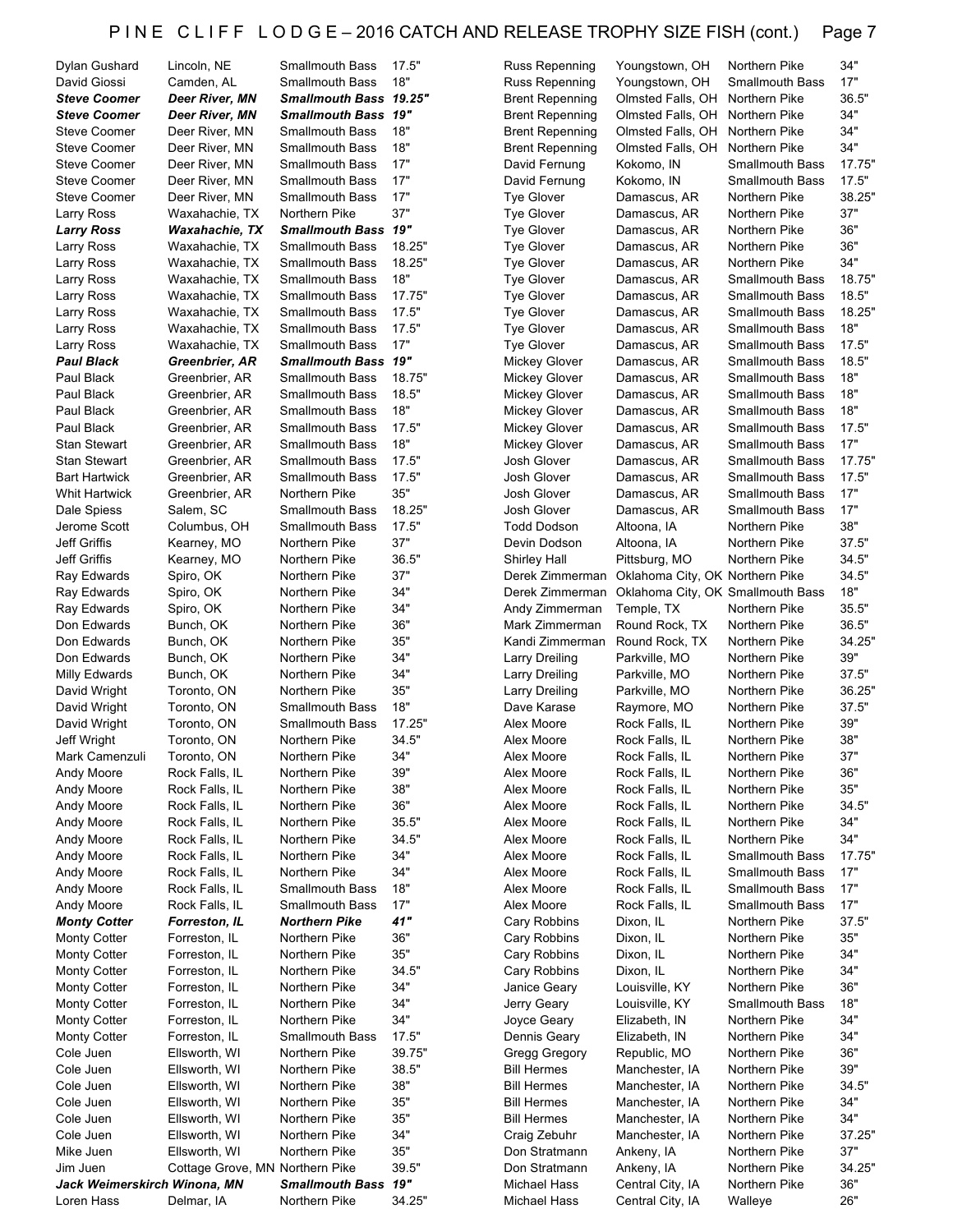# PINE CLIFF LODGE – 2016 CATCH AND RELEASE TROPHY SIZE FISH (cont.)

| Name | Hometown | Species | Size |
|---|---|---|---|
| Dylan Gushard | Lincoln, NE | Smallmouth Bass | 17.5" |
| David Giossi | Camden, AL | Smallmouth Bass | 18" |
| ***Steve Coomer*** | ***Deer River, MN*** | ***Smallmouth Bass*** | ***19.25"*** |
| ***Steve Coomer*** | ***Deer River, MN*** | ***Smallmouth Bass*** | ***19"*** |
| Steve Coomer | Deer River, MN | Smallmouth Bass | 18" |
| Steve Coomer | Deer River, MN | Smallmouth Bass | 18" |
| Steve Coomer | Deer River, MN | Smallmouth Bass | 17" |
| Steve Coomer | Deer River, MN | Smallmouth Bass | 17" |
| Steve Coomer | Deer River, MN | Smallmouth Bass | 17" |
| Larry Ross | Waxahachie, TX | Northern Pike | 37" |
| ***Larry Ross*** | ***Waxahachie, TX*** | ***Smallmouth Bass*** | ***19"*** |
| Larry Ross | Waxahachie, TX | Smallmouth Bass | 18.25" |
| Larry Ross | Waxahachie, TX | Smallmouth Bass | 18.25" |
| Larry Ross | Waxahachie, TX | Smallmouth Bass | 18" |
| Larry Ross | Waxahachie, TX | Smallmouth Bass | 17.75" |
| Larry Ross | Waxahachie, TX | Smallmouth Bass | 17.5" |
| Larry Ross | Waxahachie, TX | Smallmouth Bass | 17.5" |
| Larry Ross | Waxahachie, TX | Smallmouth Bass | 17" |
| ***Paul Black*** | ***Greenbrier, AR*** | ***Smallmouth Bass*** | ***19"*** |
| Paul Black | Greenbrier, AR | Smallmouth Bass | 18.75" |
| Paul Black | Greenbrier, AR | Smallmouth Bass | 18.5" |
| Paul Black | Greenbrier, AR | Smallmouth Bass | 18" |
| Paul Black | Greenbrier, AR | Smallmouth Bass | 17.5" |
| Stan Stewart | Greenbrier, AR | Smallmouth Bass | 18" |
| Stan Stewart | Greenbrier, AR | Smallmouth Bass | 17.5" |
| Bart Hartwick | Greenbrier, AR | Smallmouth Bass | 17.5" |
| Whit Hartwick | Greenbrier, AR | Northern Pike | 35" |
| Dale Spiess | Salem, SC | Smallmouth Bass | 18.25" |
| Jerome Scott | Columbus, OH | Smallmouth Bass | 17.5" |
| Jeff Griffis | Kearney, MO | Northern Pike | 37" |
| Jeff Griffis | Kearney, MO | Northern Pike | 36.5" |
| Ray Edwards | Spiro, OK | Northern Pike | 37" |
| Ray Edwards | Spiro, OK | Northern Pike | 34" |
| Ray Edwards | Spiro, OK | Northern Pike | 34" |
| Don Edwards | Bunch, OK | Northern Pike | 36" |
| Don Edwards | Bunch, OK | Northern Pike | 35" |
| Don Edwards | Bunch, OK | Northern Pike | 34" |
| Milly Edwards | Bunch, OK | Northern Pike | 34" |
| David Wright | Toronto, ON | Northern Pike | 35" |
| David Wright | Toronto, ON | Smallmouth Bass | 18" |
| David Wright | Toronto, ON | Smallmouth Bass | 17.25" |
| Jeff Wright | Toronto, ON | Northern Pike | 34.5" |
| Mark Camenzuli | Toronto, ON | Northern Pike | 34" |
| Andy Moore | Rock Falls, IL | Northern Pike | 39" |
| Andy Moore | Rock Falls, IL | Northern Pike | 38" |
| Andy Moore | Rock Falls, IL | Northern Pike | 36" |
| Andy Moore | Rock Falls, IL | Northern Pike | 35.5" |
| Andy Moore | Rock Falls, IL | Northern Pike | 34.5" |
| Andy Moore | Rock Falls, IL | Northern Pike | 34" |
| Andy Moore | Rock Falls, IL | Northern Pike | 34" |
| Andy Moore | Rock Falls, IL | Smallmouth Bass | 18" |
| Andy Moore | Rock Falls, IL | Smallmouth Bass | 17" |
| ***Monty Cotter*** | ***Forreston, IL*** | ***Northern Pike*** | ***41"*** |
| Monty Cotter | Forreston, IL | Northern Pike | 36" |
| Monty Cotter | Forreston, IL | Northern Pike | 35" |
| Monty Cotter | Forreston, IL | Northern Pike | 34.5" |
| Monty Cotter | Forreston, IL | Northern Pike | 34" |
| Monty Cotter | Forreston, IL | Northern Pike | 34" |
| Monty Cotter | Forreston, IL | Northern Pike | 34" |
| Monty Cotter | Forreston, IL | Smallmouth Bass | 17.5" |
| Cole Juen | Ellsworth, WI | Northern Pike | 39.75" |
| Cole Juen | Ellsworth, WI | Northern Pike | 38.5" |
| Cole Juen | Ellsworth, WI | Northern Pike | 38" |
| Cole Juen | Ellsworth, WI | Northern Pike | 35" |
| Cole Juen | Ellsworth, WI | Northern Pike | 35" |
| Cole Juen | Ellsworth, WI | Northern Pike | 34" |
| Mike Juen | Ellsworth, WI | Northern Pike | 35" |
| Jim Juen | Cottage Grove, MN | Northern Pike | 39.5" |
| ***Jack Weimerskirch*** | ***Winona, MN*** | ***Smallmouth Bass*** | ***19"*** |
| Loren Hass | Delmar, IA | Northern Pike | 34.25" |
| Russ Repenning | Youngstown, OH | Northern Pike | 34" |
| Russ Repenning | Youngstown, OH | Smallmouth Bass | 17" |
| Brent Repenning | Olmsted Falls, OH | Northern Pike | 36.5" |
| Brent Repenning | Olmsted Falls, OH | Northern Pike | 34" |
| Brent Repenning | Olmsted Falls, OH | Northern Pike | 34" |
| Brent Repenning | Olmsted Falls, OH | Northern Pike | 34" |
| David Fernung | Kokomo, IN | Smallmouth Bass | 17.75" |
| David Fernung | Kokomo, IN | Smallmouth Bass | 17.5" |
| Tye Glover | Damascus, AR | Northern Pike | 38.25" |
| Tye Glover | Damascus, AR | Northern Pike | 37" |
| Tye Glover | Damascus, AR | Northern Pike | 36" |
| Tye Glover | Damascus, AR | Northern Pike | 36" |
| Tye Glover | Damascus, AR | Northern Pike | 34" |
| Tye Glover | Damascus, AR | Smallmouth Bass | 18.75" |
| Tye Glover | Damascus, AR | Smallmouth Bass | 18.5" |
| Tye Glover | Damascus, AR | Smallmouth Bass | 18.25" |
| Tye Glover | Damascus, AR | Smallmouth Bass | 18" |
| Tye Glover | Damascus, AR | Smallmouth Bass | 17.5" |
| Mickey Glover | Damascus, AR | Smallmouth Bass | 18.5" |
| Mickey Glover | Damascus, AR | Smallmouth Bass | 18" |
| Mickey Glover | Damascus, AR | Smallmouth Bass | 18" |
| Mickey Glover | Damascus, AR | Smallmouth Bass | 18" |
| Mickey Glover | Damascus, AR | Smallmouth Bass | 17.5" |
| Mickey Glover | Damascus, AR | Smallmouth Bass | 17" |
| Josh Glover | Damascus, AR | Smallmouth Bass | 17.75" |
| Josh Glover | Damascus, AR | Smallmouth Bass | 17.5" |
| Josh Glover | Damascus, AR | Smallmouth Bass | 17" |
| Josh Glover | Damascus, AR | Smallmouth Bass | 17" |
| Todd Dodson | Altoona, IA | Northern Pike | 38" |
| Devin Dodson | Altoona, IA | Northern Pike | 37.5" |
| Shirley Hall | Pittsburg, MO | Northern Pike | 34.5" |
| Derek Zimmerman | Oklahoma City, OK | Northern Pike | 34.5" |
| Derek Zimmerman | Oklahoma City, OK | Smallmouth Bass | 18" |
| Andy Zimmerman | Temple, TX | Northern Pike | 35.5" |
| Mark Zimmerman | Round Rock, TX | Northern Pike | 36.5" |
| Kandi Zimmerman | Round Rock, TX | Northern Pike | 34.25" |
| Larry Dreiling | Parkville, MO | Northern Pike | 39" |
| Larry Dreiling | Parkville, MO | Northern Pike | 37.5" |
| Larry Dreiling | Parkville, MO | Northern Pike | 36.25" |
| Dave Karase | Raymore, MO | Northern Pike | 37.5" |
| Alex Moore | Rock Falls, IL | Northern Pike | 39" |
| Alex Moore | Rock Falls, IL | Northern Pike | 38" |
| Alex Moore | Rock Falls, IL | Northern Pike | 37" |
| Alex Moore | Rock Falls, IL | Northern Pike | 36" |
| Alex Moore | Rock Falls, IL | Northern Pike | 35" |
| Alex Moore | Rock Falls, IL | Northern Pike | 34.5" |
| Alex Moore | Rock Falls, IL | Northern Pike | 34" |
| Alex Moore | Rock Falls, IL | Northern Pike | 34" |
| Alex Moore | Rock Falls, IL | Smallmouth Bass | 17.75" |
| Alex Moore | Rock Falls, IL | Smallmouth Bass | 17" |
| Alex Moore | Rock Falls, IL | Smallmouth Bass | 17" |
| Alex Moore | Rock Falls, IL | Smallmouth Bass | 17" |
| Cary Robbins | Dixon, IL | Northern Pike | 37.5" |
| Cary Robbins | Dixon, IL | Northern Pike | 35" |
| Cary Robbins | Dixon, IL | Northern Pike | 34" |
| Cary Robbins | Dixon, IL | Northern Pike | 34" |
| Janice Geary | Louisville, KY | Northern Pike | 36" |
| Jerry Geary | Louisville, KY | Smallmouth Bass | 18" |
| Joyce Geary | Elizabeth, IN | Northern Pike | 34" |
| Dennis Geary | Elizabeth, IN | Northern Pike | 34" |
| Gregg Gregory | Republic, MO | Northern Pike | 36" |
| Bill Hermes | Manchester, IA | Northern Pike | 39" |
| Bill Hermes | Manchester, IA | Northern Pike | 34.5" |
| Bill Hermes | Manchester, IA | Northern Pike | 34" |
| Bill Hermes | Manchester, IA | Northern Pike | 34" |
| Craig Zebuhr | Manchester, IA | Northern Pike | 37.25" |
| Don Stratmann | Ankeny, IA | Northern Pike | 37" |
| Don Stratmann | Ankeny, IA | Northern Pike | 34.25" |
| Michael Hass | Central City, IA | Northern Pike | 36" |
| Michael Hass | Central City, IA | Walleye | 26" |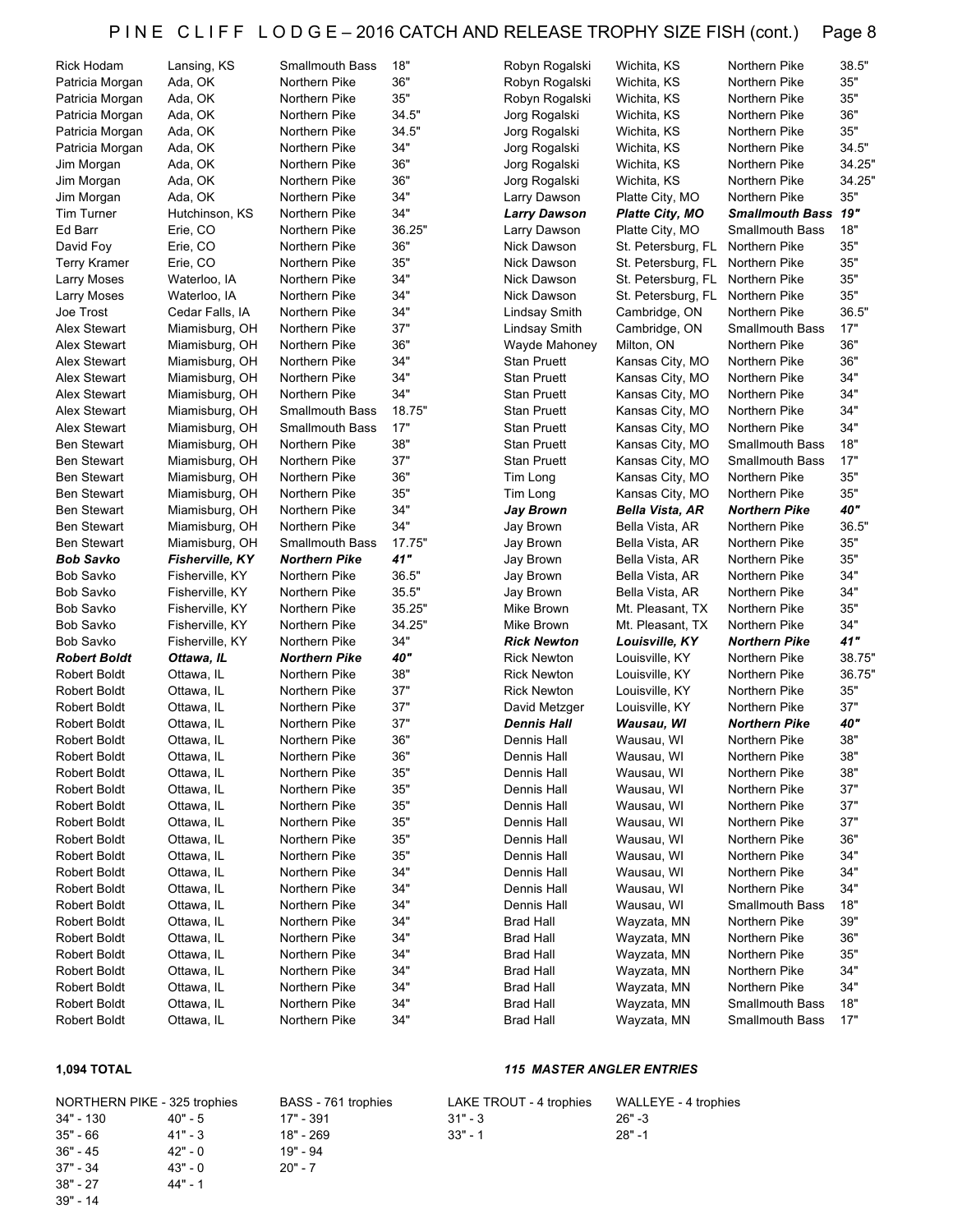# PINE CLIFF LODGE – 2016 CATCH AND RELEASE TROPHY SIZE FISH (cont.)

| | | | |
|---|---|---|---|
| Rick Hodam | Lansing, KS | Smallmouth Bass | 18" |
| Patricia Morgan | Ada, OK | Northern Pike | 36" |
| Patricia Morgan | Ada, OK | Northern Pike | 35" |
| Patricia Morgan | Ada, OK | Northern Pike | 34.5" |
| Patricia Morgan | Ada, OK | Northern Pike | 34.5" |
| Patricia Morgan | Ada, OK | Northern Pike | 34" |
| Jim Morgan | Ada, OK | Northern Pike | 36" |
| Jim Morgan | Ada, OK | Northern Pike | 36" |
| Jim Morgan | Ada, OK | Northern Pike | 34" |
| Tim Turner | Hutchinson, KS | Northern Pike | 34" |
| Ed Barr | Erie, CO | Northern Pike | 36.25" |
| David Foy | Erie, CO | Northern Pike | 36" |
| Terry Kramer | Erie, CO | Northern Pike | 35" |
| Larry Moses | Waterloo, IA | Northern Pike | 34" |
| Larry Moses | Waterloo, IA | Northern Pike | 34" |
| Joe Trost | Cedar Falls, IA | Northern Pike | 34" |
| Alex Stewart | Miamisburg, OH | Northern Pike | 37" |
| Alex Stewart | Miamisburg, OH | Northern Pike | 36" |
| Alex Stewart | Miamisburg, OH | Northern Pike | 34" |
| Alex Stewart | Miamisburg, OH | Northern Pike | 34" |
| Alex Stewart | Miamisburg, OH | Northern Pike | 34" |
| Alex Stewart | Miamisburg, OH | Smallmouth Bass | 18.75" |
| Alex Stewart | Miamisburg, OH | Smallmouth Bass | 17" |
| Ben Stewart | Miamisburg, OH | Northern Pike | 38" |
| Ben Stewart | Miamisburg, OH | Northern Pike | 37" |
| Ben Stewart | Miamisburg, OH | Northern Pike | 36" |
| Ben Stewart | Miamisburg, OH | Northern Pike | 35" |
| Ben Stewart | Miamisburg, OH | Northern Pike | 34" |
| Ben Stewart | Miamisburg, OH | Northern Pike | 34" |
| Ben Stewart | Miamisburg, OH | Smallmouth Bass | 17.75" |
| ***Bob Savko*** | ***Fisherville, KY*** | ***Northern Pike*** | ***41"*** |
| Bob Savko | Fisherville, KY | Northern Pike | 36.5" |
| Bob Savko | Fisherville, KY | Northern Pike | 35.5" |
| Bob Savko | Fisherville, KY | Northern Pike | 35.25" |
| Bob Savko | Fisherville, KY | Northern Pike | 34.25" |
| Bob Savko | Fisherville, KY | Northern Pike | 34" |
| ***Robert Boldt*** | ***Ottawa, IL*** | ***Northern Pike*** | ***40"*** |
| Robert Boldt | Ottawa, IL | Northern Pike | 38" |
| Robert Boldt | Ottawa, IL | Northern Pike | 37" |
| Robert Boldt | Ottawa, IL | Northern Pike | 37" |
| Robert Boldt | Ottawa, IL | Northern Pike | 37" |
| Robert Boldt | Ottawa, IL | Northern Pike | 36" |
| Robert Boldt | Ottawa, IL | Northern Pike | 36" |
| Robert Boldt | Ottawa, IL | Northern Pike | 35" |
| Robert Boldt | Ottawa, IL | Northern Pike | 35" |
| Robert Boldt | Ottawa, IL | Northern Pike | 35" |
| Robert Boldt | Ottawa, IL | Northern Pike | 35" |
| Robert Boldt | Ottawa, IL | Northern Pike | 35" |
| Robert Boldt | Ottawa, IL | Northern Pike | 35" |
| Robert Boldt | Ottawa, IL | Northern Pike | 34" |
| Robert Boldt | Ottawa, IL | Northern Pike | 34" |
| Robert Boldt | Ottawa, IL | Northern Pike | 34" |
| Robert Boldt | Ottawa, IL | Northern Pike | 34" |
| Robert Boldt | Ottawa, IL | Northern Pike | 34" |
| Robert Boldt | Ottawa, IL | Northern Pike | 34" |
| Robert Boldt | Ottawa, IL | Northern Pike | 34" |
| Robert Boldt | Ottawa, IL | Northern Pike | 34" |
| Robert Boldt | Ottawa, IL | Northern Pike | 34" |
| Robyn Rogalski | Wichita, KS | Northern Pike | 38.5" |
| Robyn Rogalski | Wichita, KS | Northern Pike | 35" |
| Robyn Rogalski | Wichita, KS | Northern Pike | 35" |
| Jorg Rogalski | Wichita, KS | Northern Pike | 36" |
| Jorg Rogalski | Wichita, KS | Northern Pike | 35" |
| Jorg Rogalski | Wichita, KS | Northern Pike | 34.5" |
| Jorg Rogalski | Wichita, KS | Northern Pike | 34.25" |
| Jorg Rogalski | Wichita, KS | Northern Pike | 34.25" |
| Larry Dawson | Platte City, MO | Northern Pike | 35" |
| ***Larry Dawson*** | ***Platte City, MO*** | ***Smallmouth Bass*** | ***19"*** |
| Larry Dawson | Platte City, MO | Smallmouth Bass | 18" |
| Nick Dawson | St. Petersburg, FL | Northern Pike | 35" |
| Nick Dawson | St. Petersburg, FL | Northern Pike | 35" |
| Nick Dawson | St. Petersburg, FL | Northern Pike | 35" |
| Nick Dawson | St. Petersburg, FL | Northern Pike | 35" |
| Lindsay Smith | Cambridge, ON | Northern Pike | 36.5" |
| Lindsay Smith | Cambridge, ON | Smallmouth Bass | 17" |
| Wayde Mahoney | Milton, ON | Northern Pike | 36" |
| Stan Pruett | Kansas City, MO | Northern Pike | 36" |
| Stan Pruett | Kansas City, MO | Northern Pike | 34" |
| Stan Pruett | Kansas City, MO | Northern Pike | 34" |
| Stan Pruett | Kansas City, MO | Northern Pike | 34" |
| Stan Pruett | Kansas City, MO | Northern Pike | 34" |
| Stan Pruett | Kansas City, MO | Smallmouth Bass | 18" |
| Stan Pruett | Kansas City, MO | Smallmouth Bass | 17" |
| Tim Long | Kansas City, MO | Northern Pike | 35" |
| Tim Long | Kansas City, MO | Northern Pike | 35" |
| ***Jay Brown*** | ***Bella Vista, AR*** | ***Northern Pike*** | ***40"*** |
| Jay Brown | Bella Vista, AR | Northern Pike | 36.5" |
| Jay Brown | Bella Vista, AR | Northern Pike | 35" |
| Jay Brown | Bella Vista, AR | Northern Pike | 35" |
| Jay Brown | Bella Vista, AR | Northern Pike | 34" |
| Jay Brown | Bella Vista, AR | Northern Pike | 34" |
| Mike Brown | Mt. Pleasant, TX | Northern Pike | 35" |
| Mike Brown | Mt. Pleasant, TX | Northern Pike | 34" |
| ***Rick Newton*** | ***Louisville, KY*** | ***Northern Pike*** | ***41"*** |
| Rick Newton | Louisville, KY | Northern Pike | 38.75" |
| Rick Newton | Louisville, KY | Northern Pike | 36.75" |
| Rick Newton | Louisville, KY | Northern Pike | 35" |
| David Metzger | Louisville, KY | Northern Pike | 37" |
| ***Dennis Hall*** | ***Wausau, WI*** | ***Northern Pike*** | ***40"*** |
| Dennis Hall | Wausau, WI | Northern Pike | 38" |
| Dennis Hall | Wausau, WI | Northern Pike | 38" |
| Dennis Hall | Wausau, WI | Northern Pike | 38" |
| Dennis Hall | Wausau, WI | Northern Pike | 37" |
| Dennis Hall | Wausau, WI | Northern Pike | 37" |
| Dennis Hall | Wausau, WI | Northern Pike | 37" |
| Dennis Hall | Wausau, WI | Northern Pike | 36" |
| Dennis Hall | Wausau, WI | Northern Pike | 34" |
| Dennis Hall | Wausau, WI | Northern Pike | 34" |
| Dennis Hall | Wausau, WI | Northern Pike | 34" |
| Dennis Hall | Wausau, WI | Smallmouth Bass | 18" |
| Brad Hall | Wayzata, MN | Northern Pike | 39" |
| Brad Hall | Wayzata, MN | Northern Pike | 36" |
| Brad Hall | Wayzata, MN | Northern Pike | 35" |
| Brad Hall | Wayzata, MN | Northern Pike | 34" |
| Brad Hall | Wayzata, MN | Northern Pike | 34" |
| Brad Hall | Wayzata, MN | Smallmouth Bass | 18" |
| Brad Hall | Wayzata, MN | Smallmouth Bass | 17" |

**1,094 TOTAL**

***115 MASTER ANGLER ENTRIES***

| NORTHERN PIKE - 325 trophies | | BASS - 761 trophies | LAKE TROUT - 4 trophies | WALLEYE - 4 trophies |
|---|---|---|---|---|
| 34" - 130 | 40" - 5 | 17" - 391 | 31" - 3 | 26" -3 |
| 35" - 66 | 41" - 3 | 18" - 269 | 33" - 1 | 28" -1 |
| 36" - 45 | 42" - 0 | 19" - 94 | | |
| 37" - 34 | 43" - 0 | 20" - 7 | | |
| 38" - 27 | 44" - 1 | | | |
| 39" - 14 | | | | |